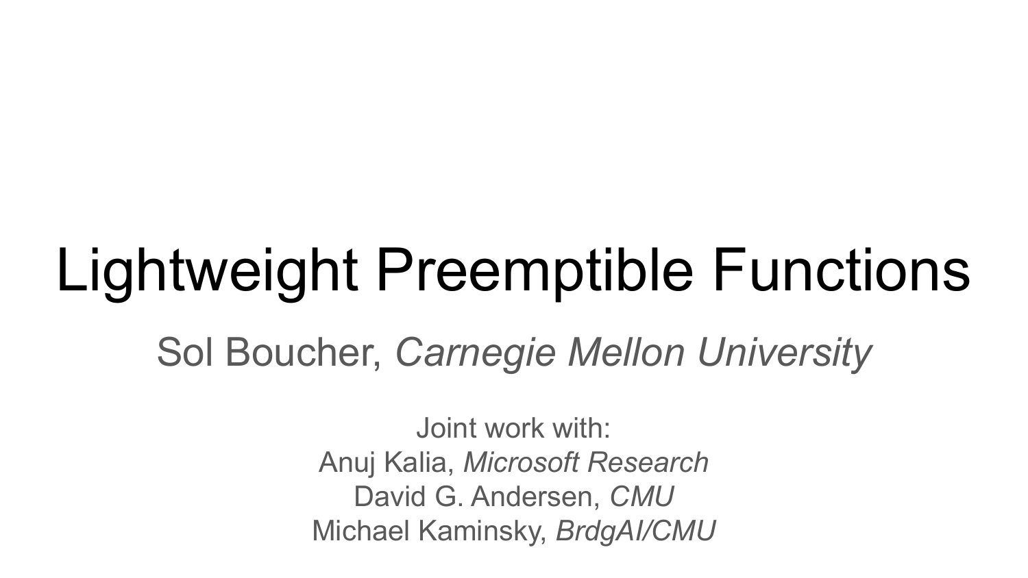# Lightweight Preemptible Functions

Sol Boucher, *Carnegie Mellon University*

Joint work with:
Anuj Kalia, *Microsoft Research*
David G. Andersen, *CMU*
Michael Kaminsky, *BrdgAI/CMU*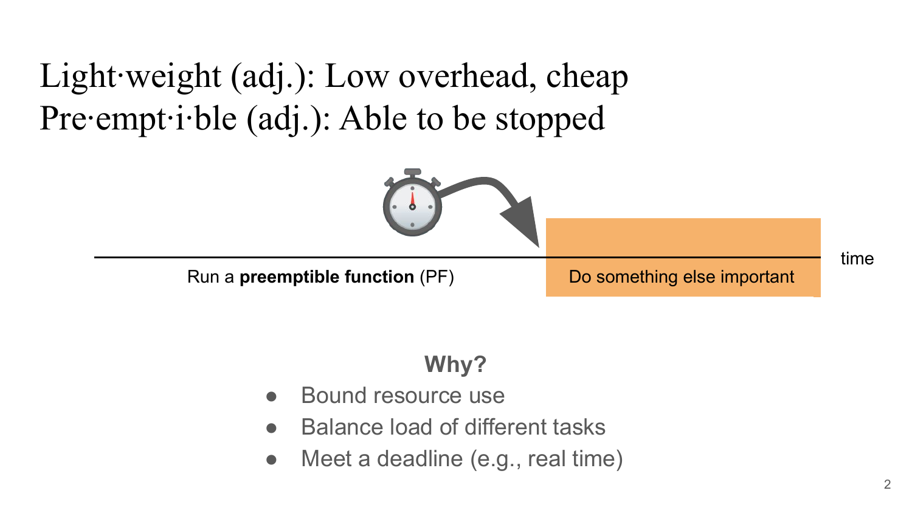# Light·weight (adj.): Low overhead, cheap
# Pre·empt·i·ble (adj.): Able to be stopped

Run a **preemptible function** (PF)

Do something else important

time

**Why?**

- Bound resource use
- Balance load of different tasks
- Meet a deadline (e.g., real time)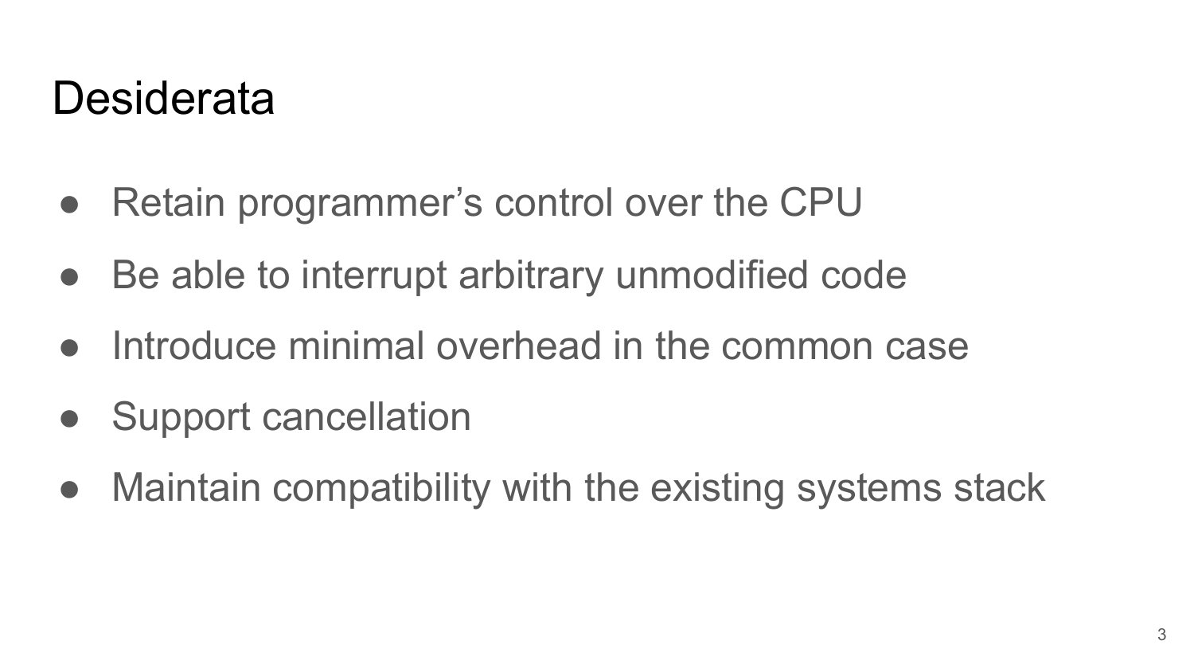# Desiderata

- Retain programmer's control over the CPU
- Be able to interrupt arbitrary unmodified code
- Introduce minimal overhead in the common case
- Support cancellation
- Maintain compatibility with the existing systems stack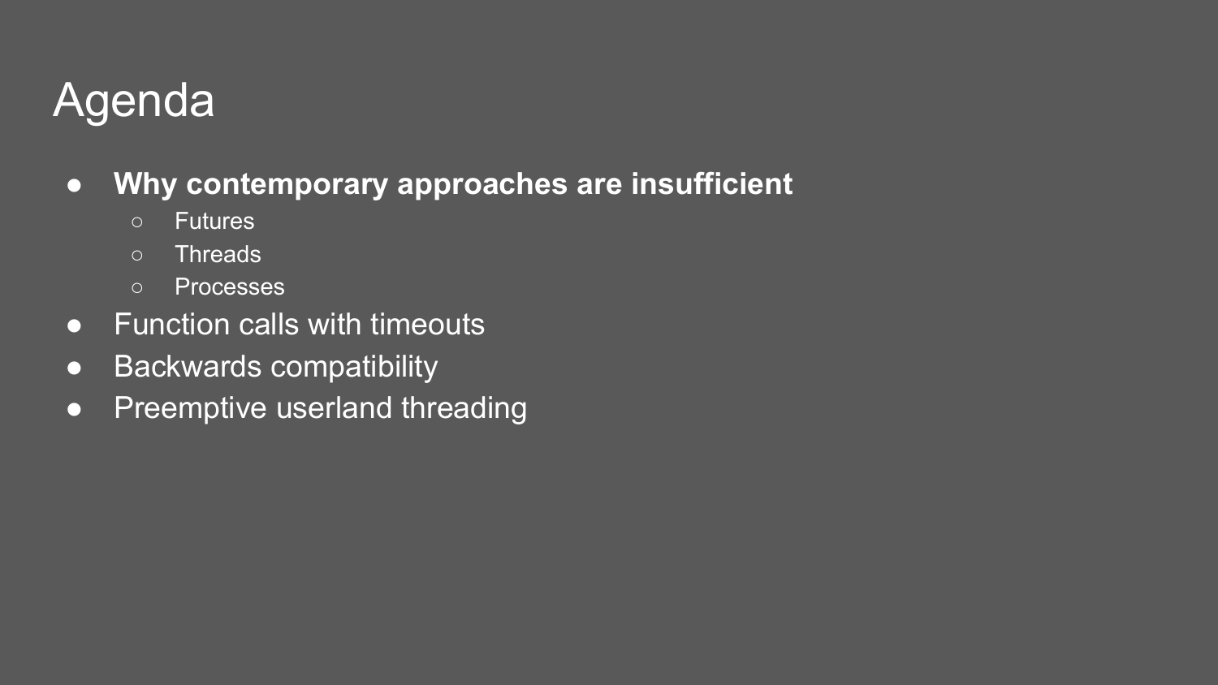# Agenda

- **Why contemporary approaches are insufficient**
  - Futures
  - Threads
  - Processes
- Function calls with timeouts
- Backwards compatibility
- Preemptive userland threading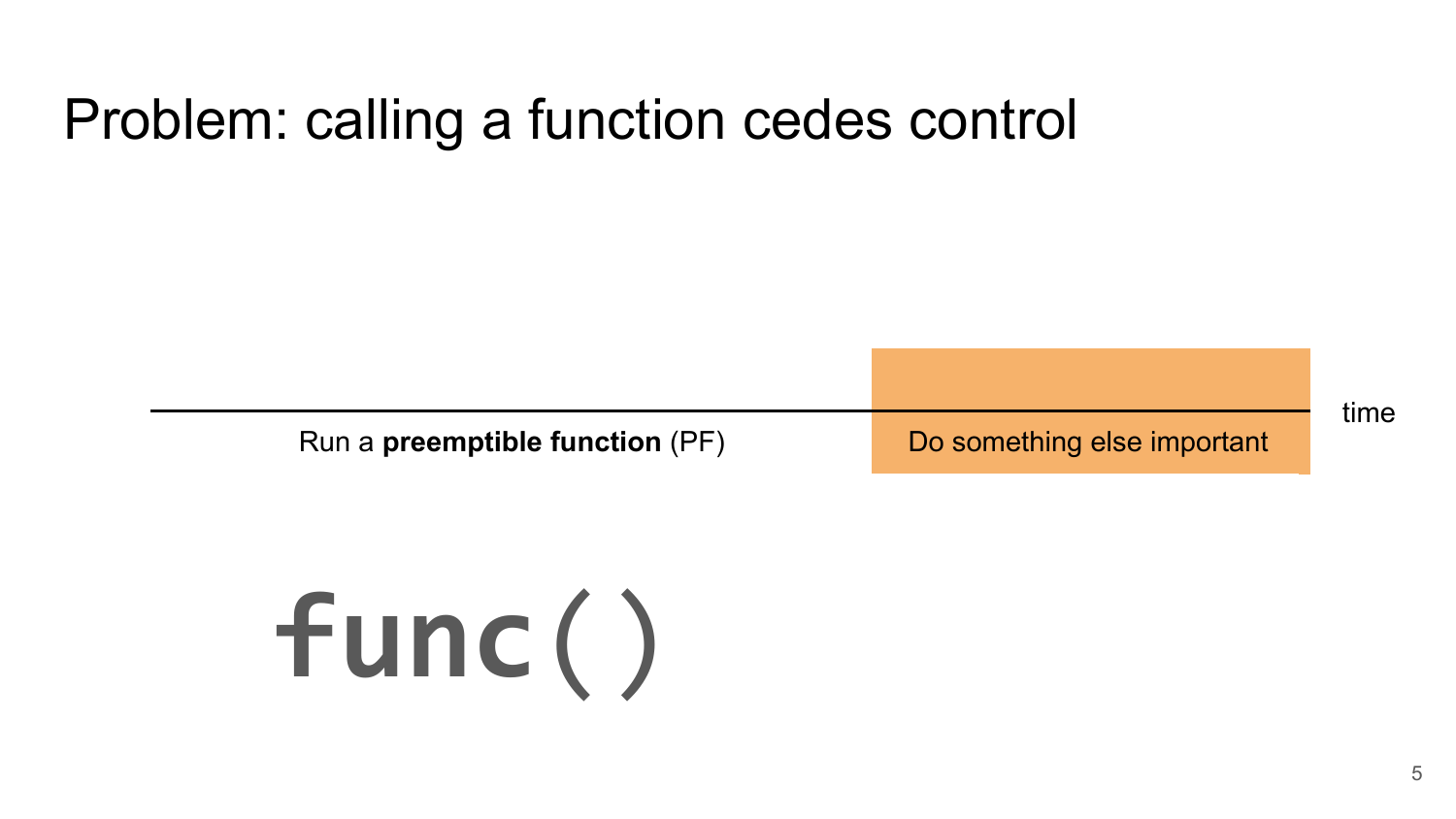# Problem: calling a function cedes control

Run a **preemptible function** (PF)

Do something else important

time

```
func()
```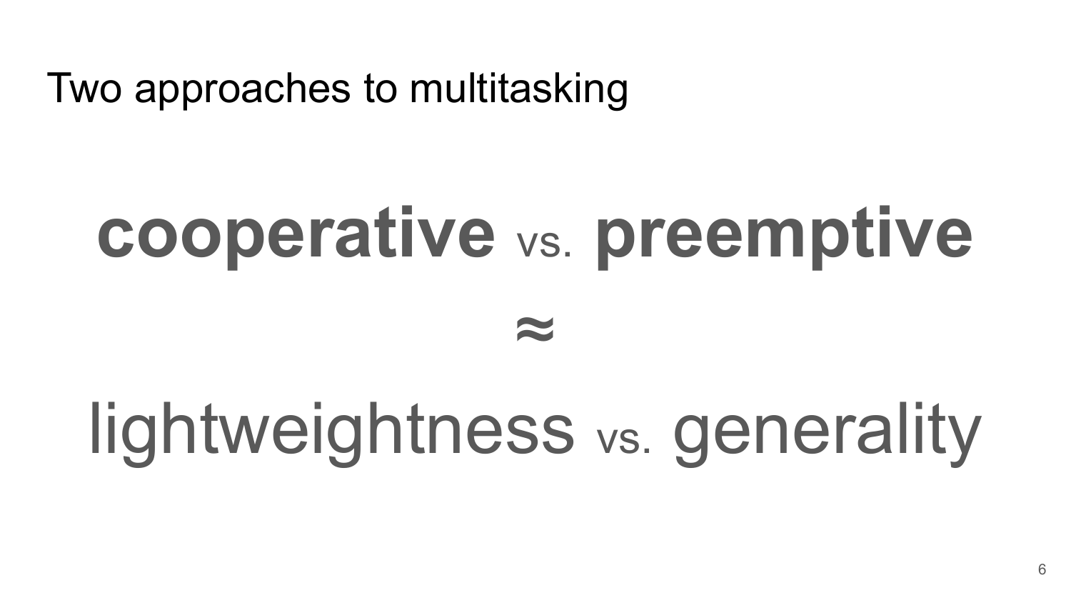# Two approaches to multitasking

**cooperative** vs. **preemptive**

≈

lightweightness vs. generality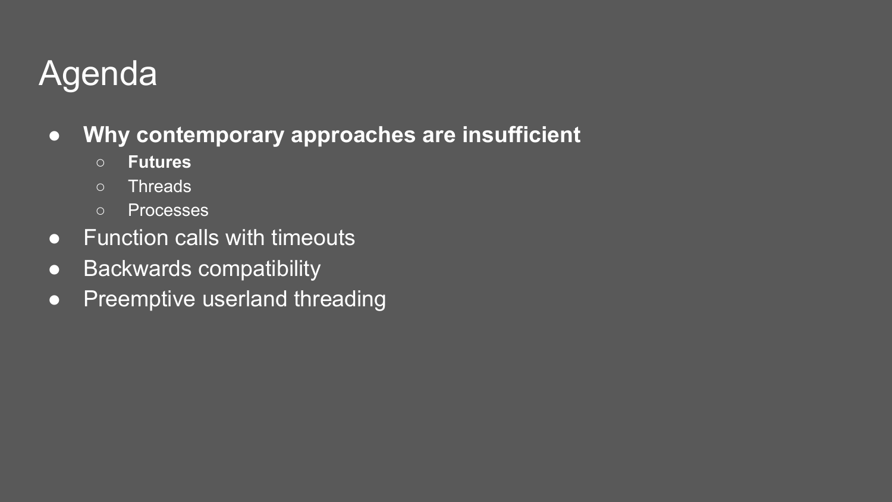# Agenda

- **Why contemporary approaches are insufficient**
  - **Futures**
  - Threads
  - Processes
- Function calls with timeouts
- Backwards compatibility
- Preemptive userland threading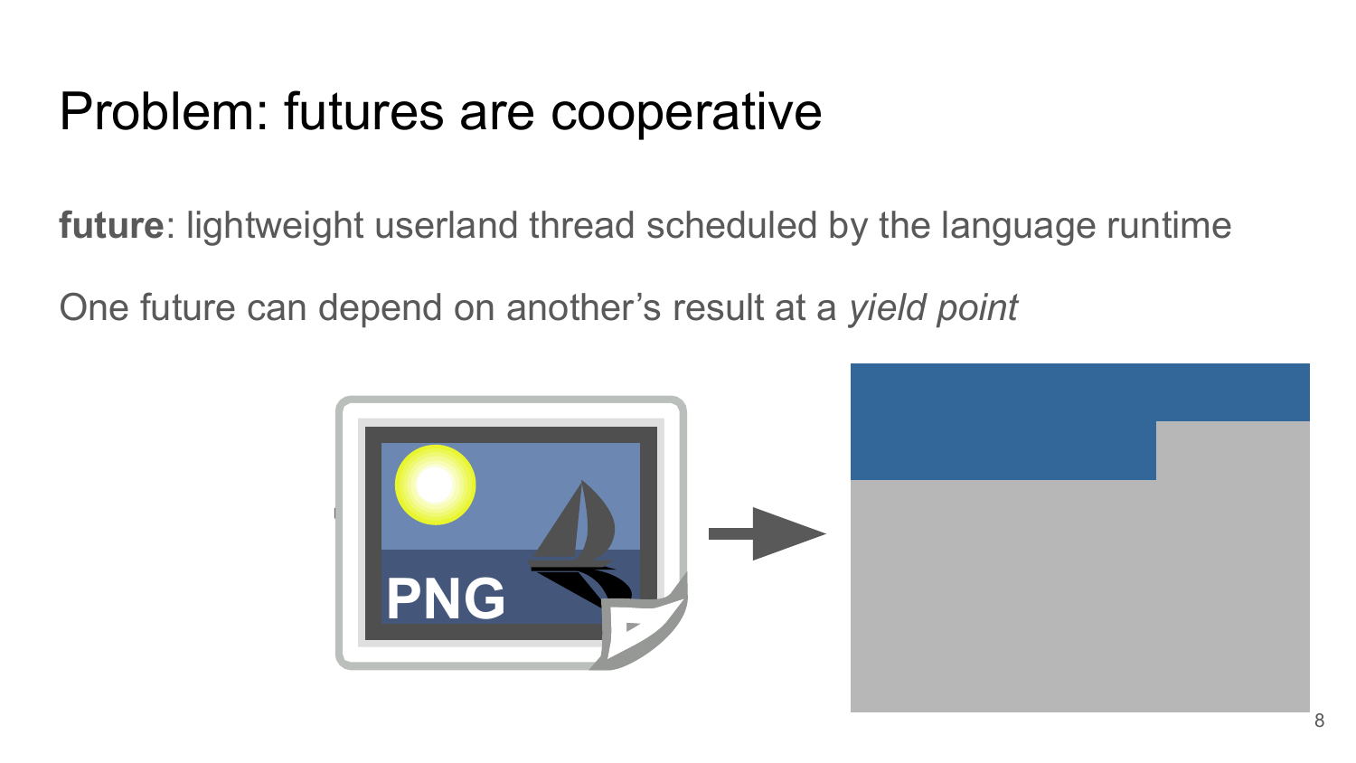# Problem: futures are cooperative

**future**: lightweight userland thread scheduled by the language runtime

One future can depend on another's result at a *yield point*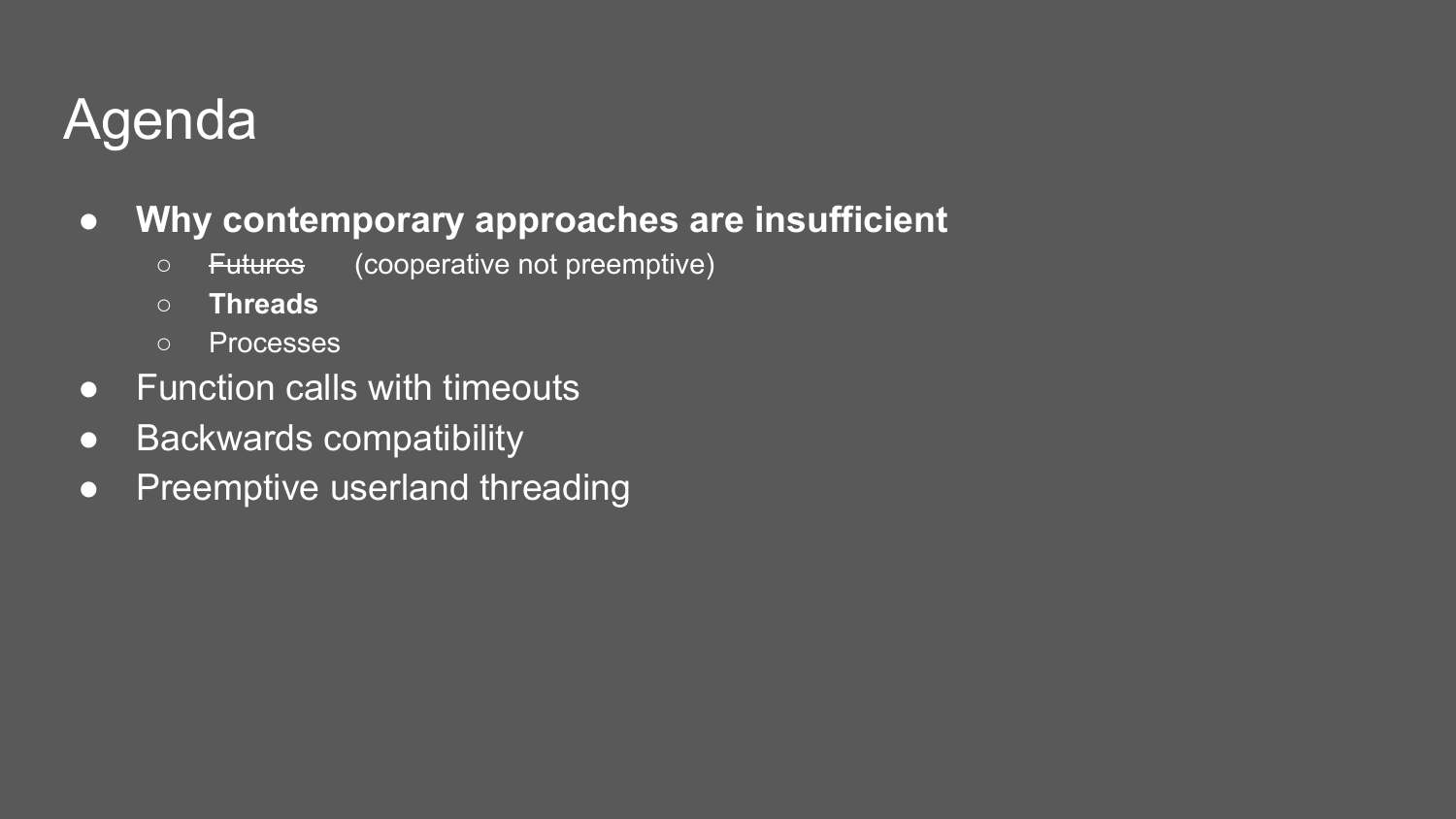# Agenda

- **Why contemporary approaches are insufficient**
  - ~~Futures~~ (cooperative not preemptive)
  - **Threads**
  - Processes
- Function calls with timeouts
- Backwards compatibility
- Preemptive userland threading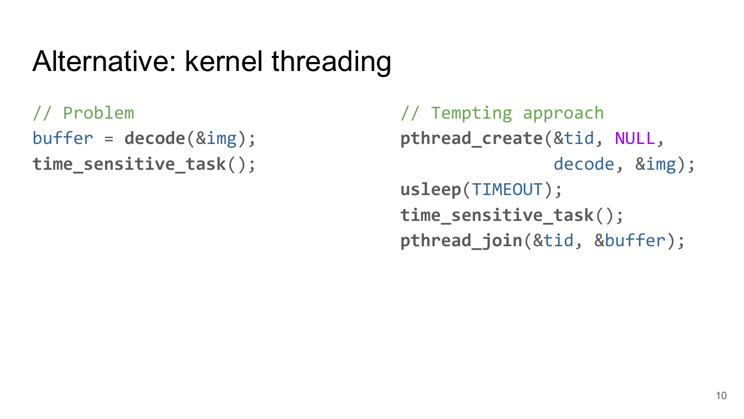# Alternative: kernel threading

```c
// Problem
buffer = decode(&img);
time_sensitive_task();
```

```c
// Tempting approach
pthread_create(&tid, NULL,
               decode, &img);
usleep(TIMEOUT);
time_sensitive_task();
pthread_join(&tid, &buffer);
```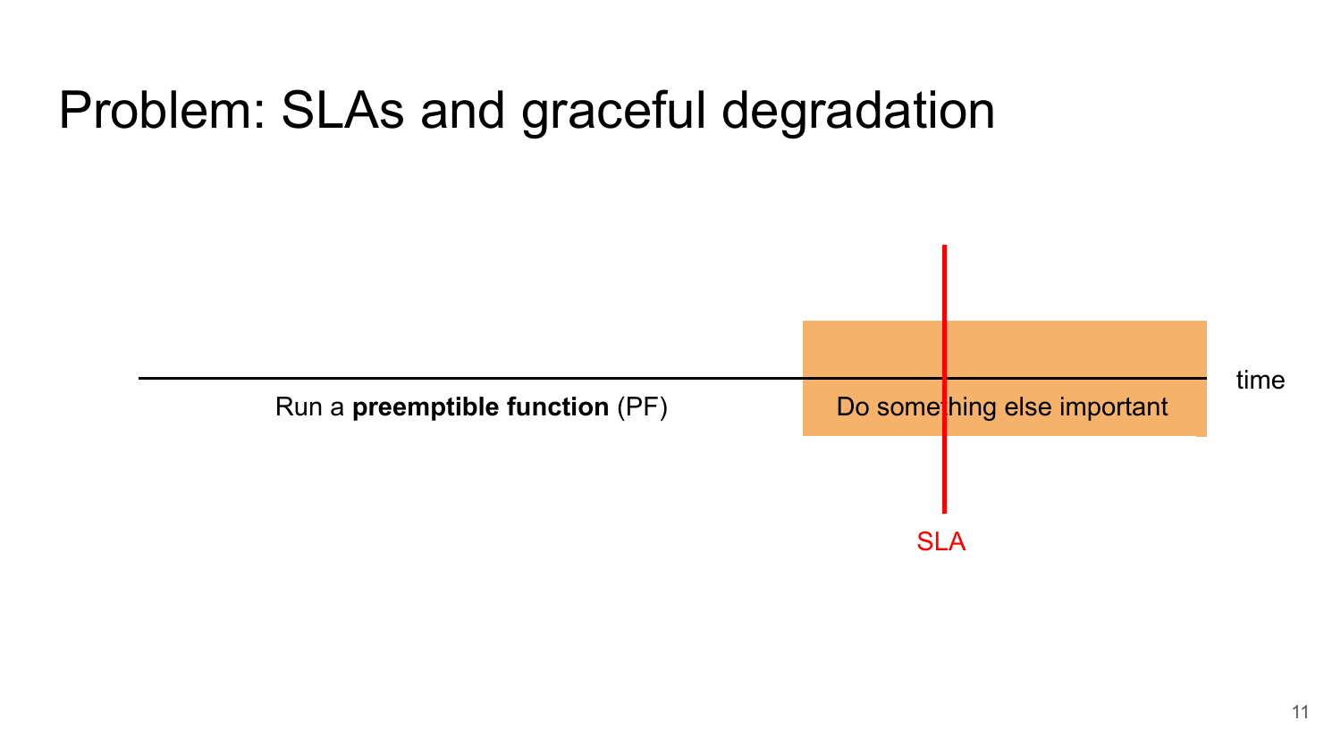# Problem: SLAs and graceful degradation

Run a **preemptible function** (PF)

Do something else important

time

SLA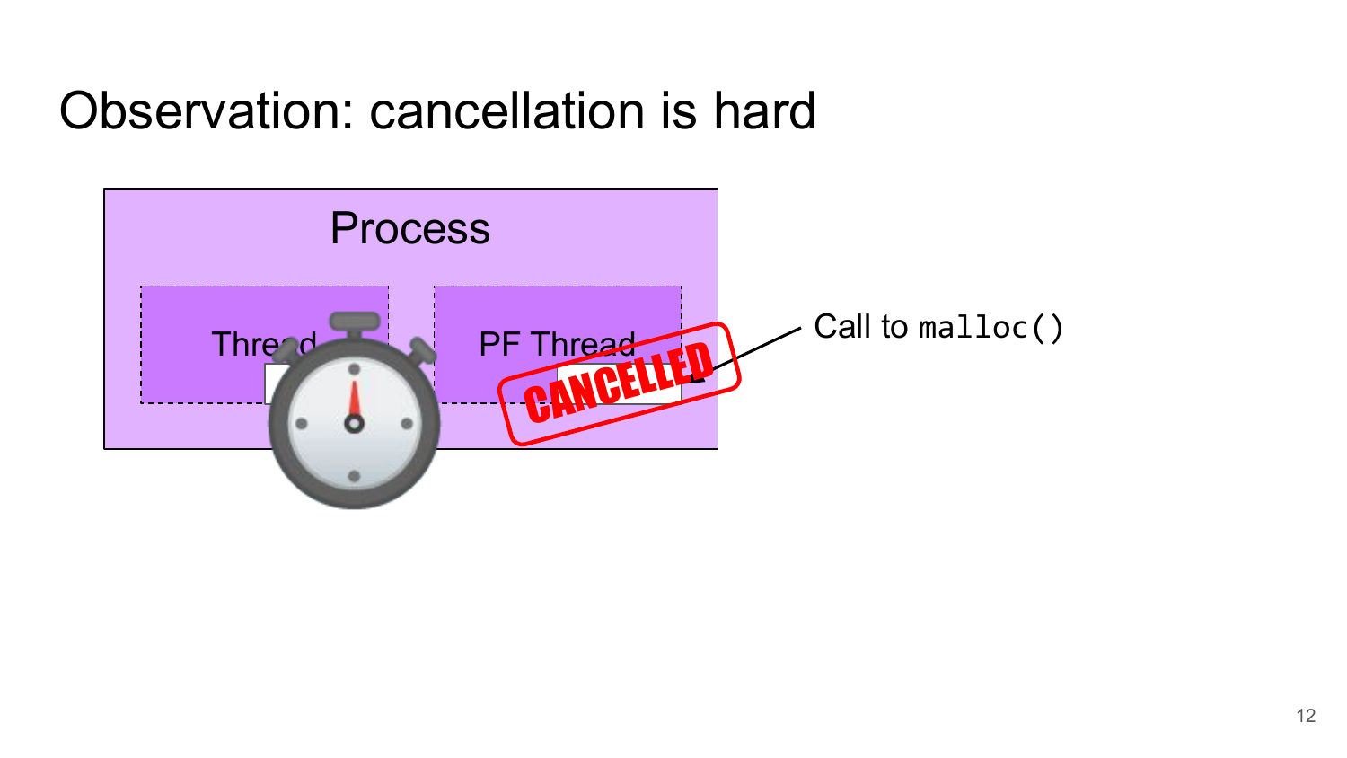# Observation: cancellation is hard

Process

Thread

PF Thread

CANCELLED

Call to `malloc()`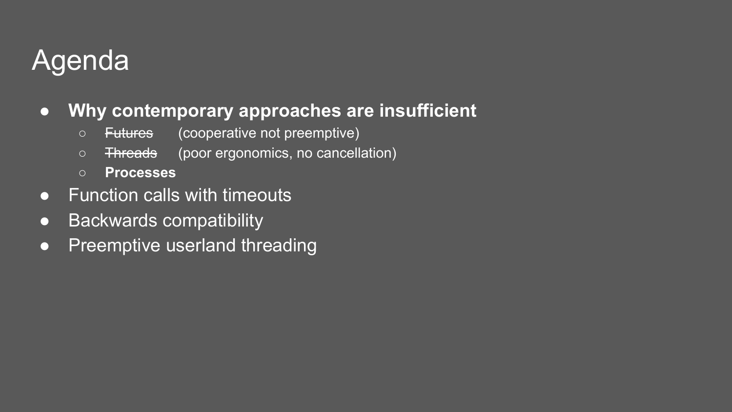# Agenda

- **Why contemporary approaches are insufficient**
  - ~~Futures~~ (cooperative not preemptive)
  - ~~Threads~~ (poor ergonomics, no cancellation)
  - **Processes**
- Function calls with timeouts
- Backwards compatibility
- Preemptive userland threading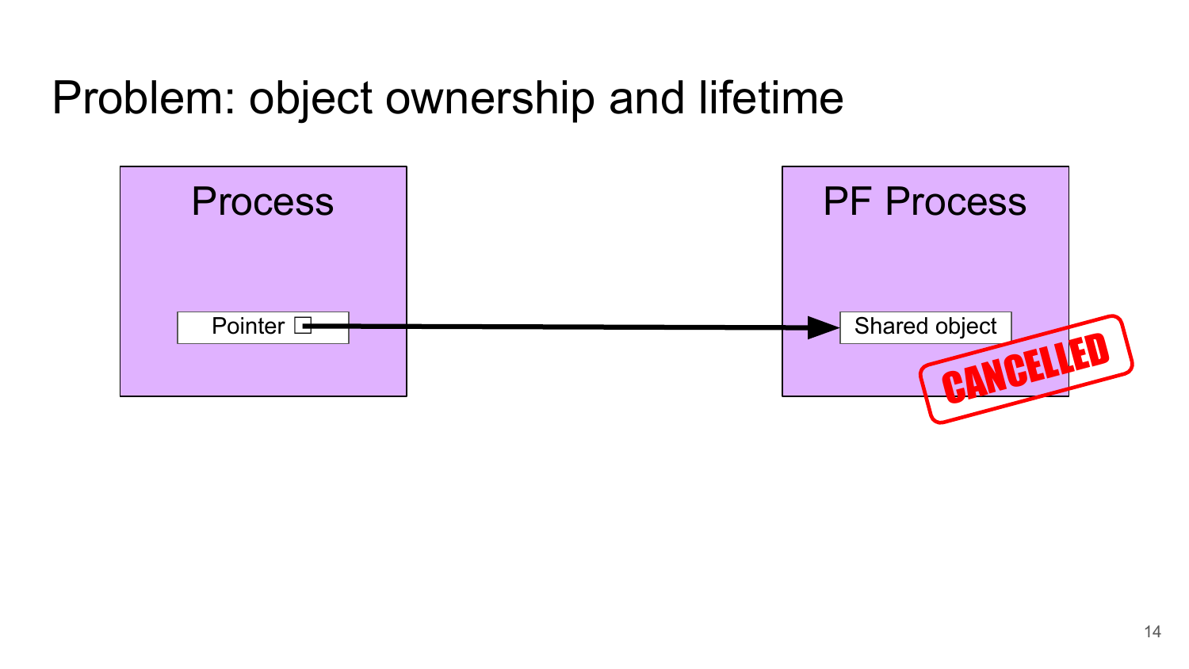# Problem: object ownership and lifetime

Process

Pointer

PF Process

Shared object

CANCELLED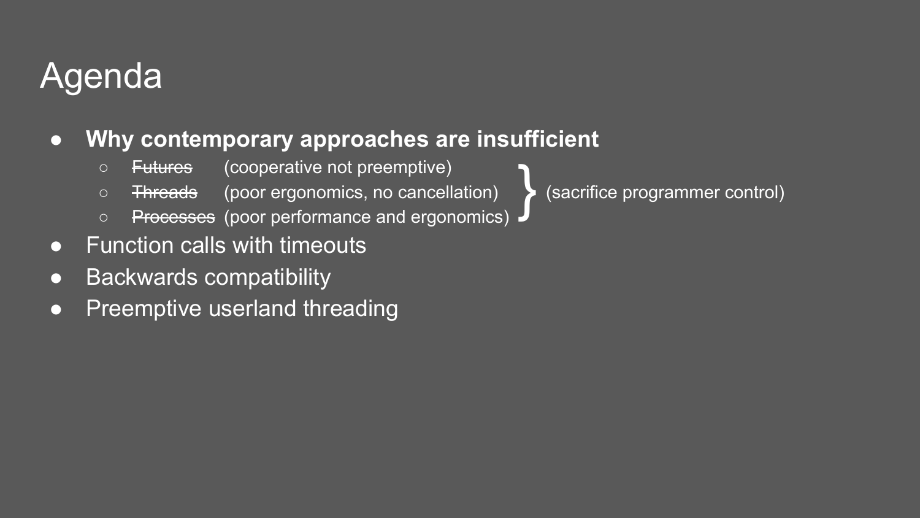# Agenda

- **Why contemporary approaches are insufficient**
  - ~~Futures~~ (cooperative not preemptive)
  - ~~Threads~~ (poor ergonomics, no cancellation)
  - ~~Processes~~ (poor performance and ergonomics)

  } (sacrifice programmer control)
- Function calls with timeouts
- Backwards compatibility
- Preemptive userland threading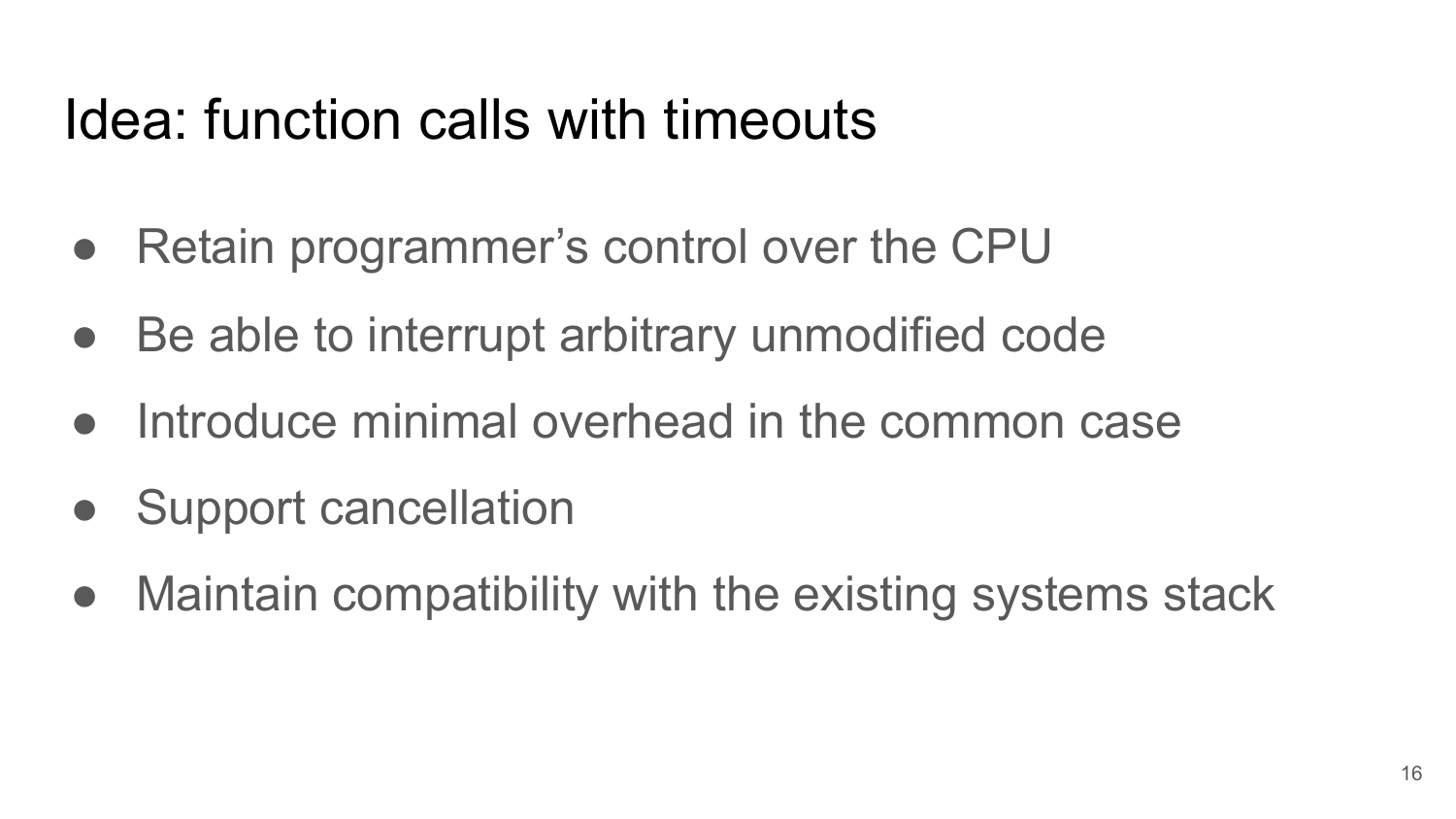# Idea: function calls with timeouts

- Retain programmer’s control over the CPU
- Be able to interrupt arbitrary unmodified code
- Introduce minimal overhead in the common case
- Support cancellation
- Maintain compatibility with the existing systems stack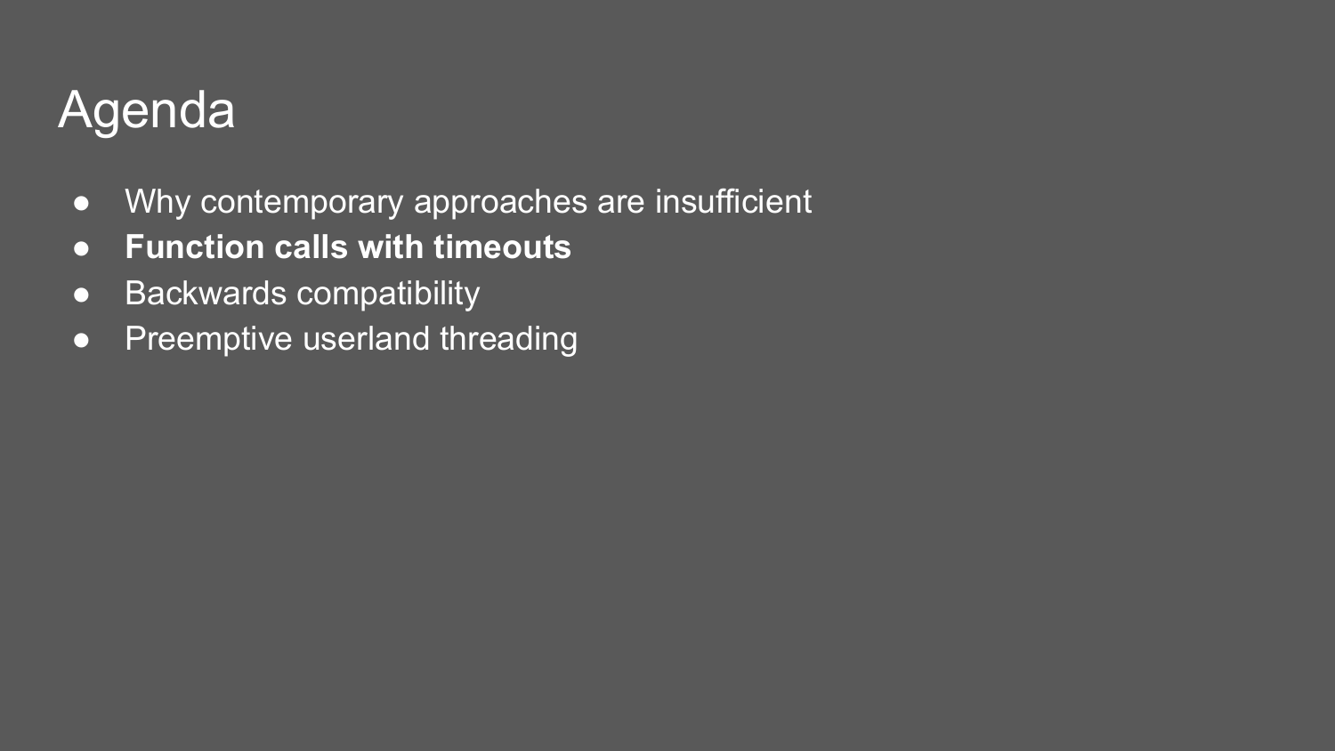# Agenda

- Why contemporary approaches are insufficient
- **Function calls with timeouts**
- Backwards compatibility
- Preemptive userland threading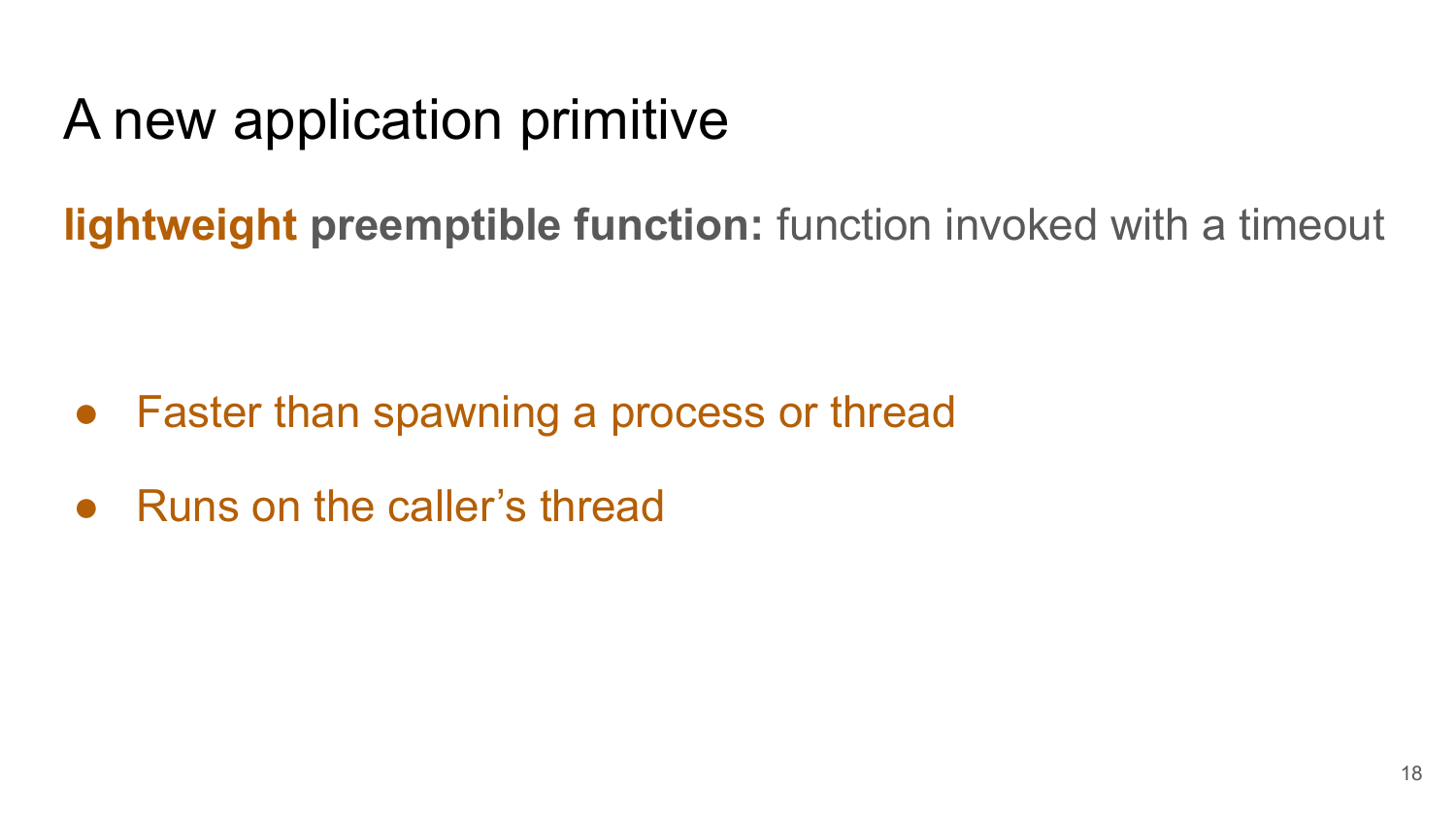# A new application primitive

**lightweight preemptible function:** function invoked with a timeout

- Faster than spawning a process or thread
- Runs on the caller's thread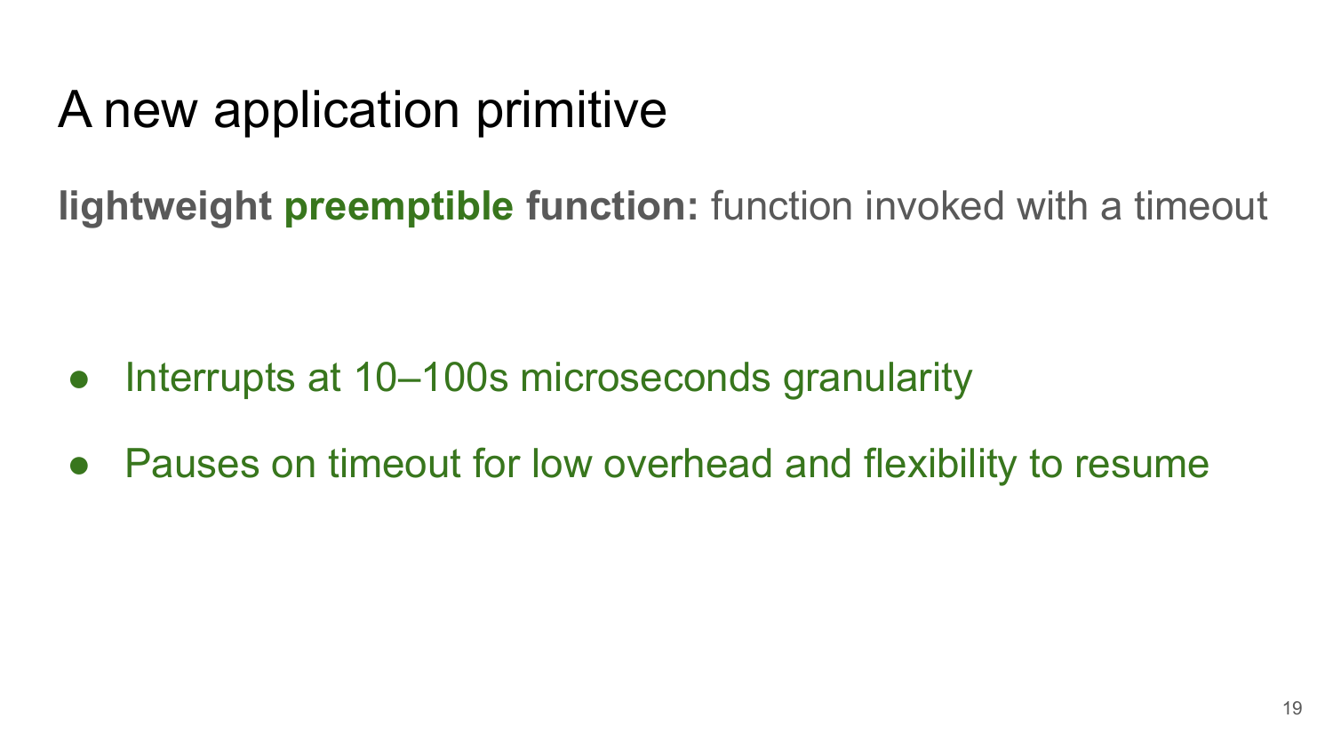# A new application primitive

**lightweight preemptible function:** function invoked with a timeout

- Interrupts at 10–100s microseconds granularity
- Pauses on timeout for low overhead and flexibility to resume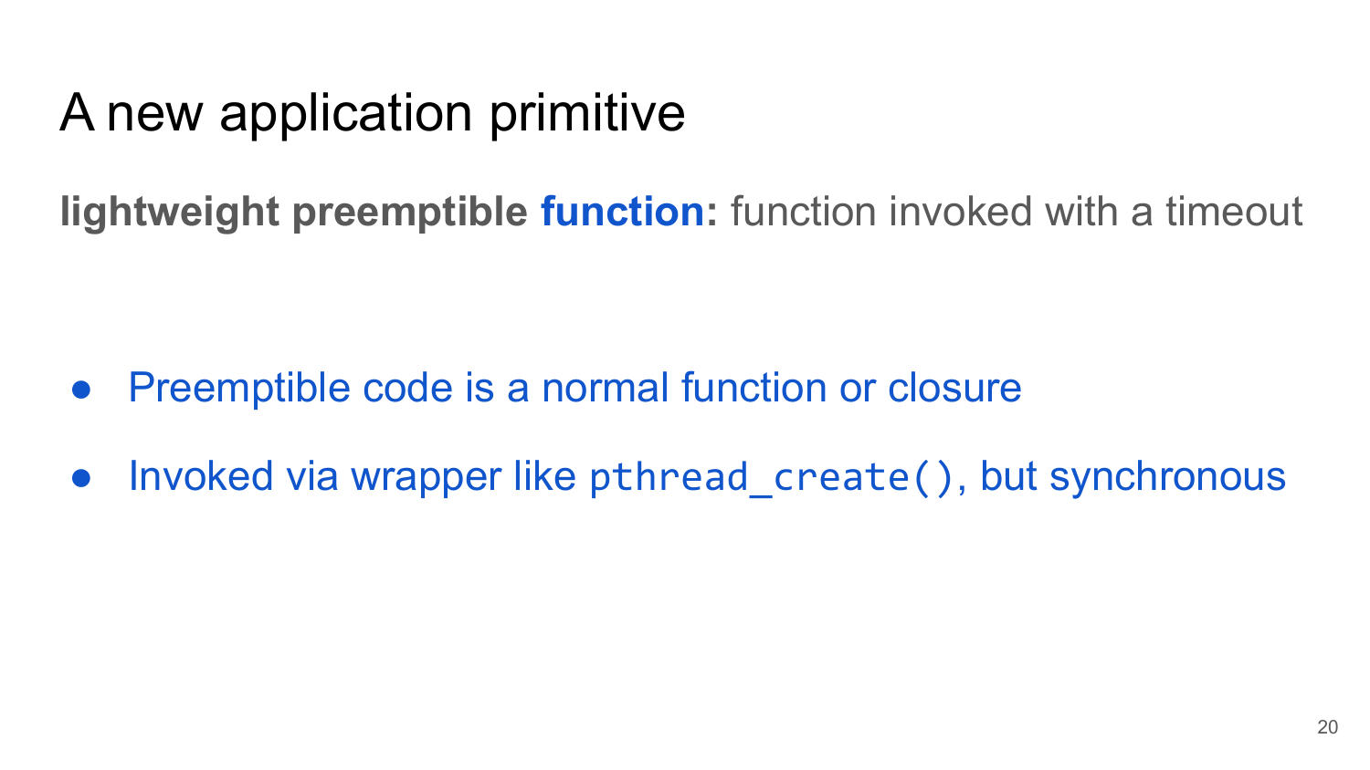# A new application primitive

**lightweight preemptible function:** function invoked with a timeout

- Preemptible code is a normal function or closure
- Invoked via wrapper like `pthread_create()`, but synchronous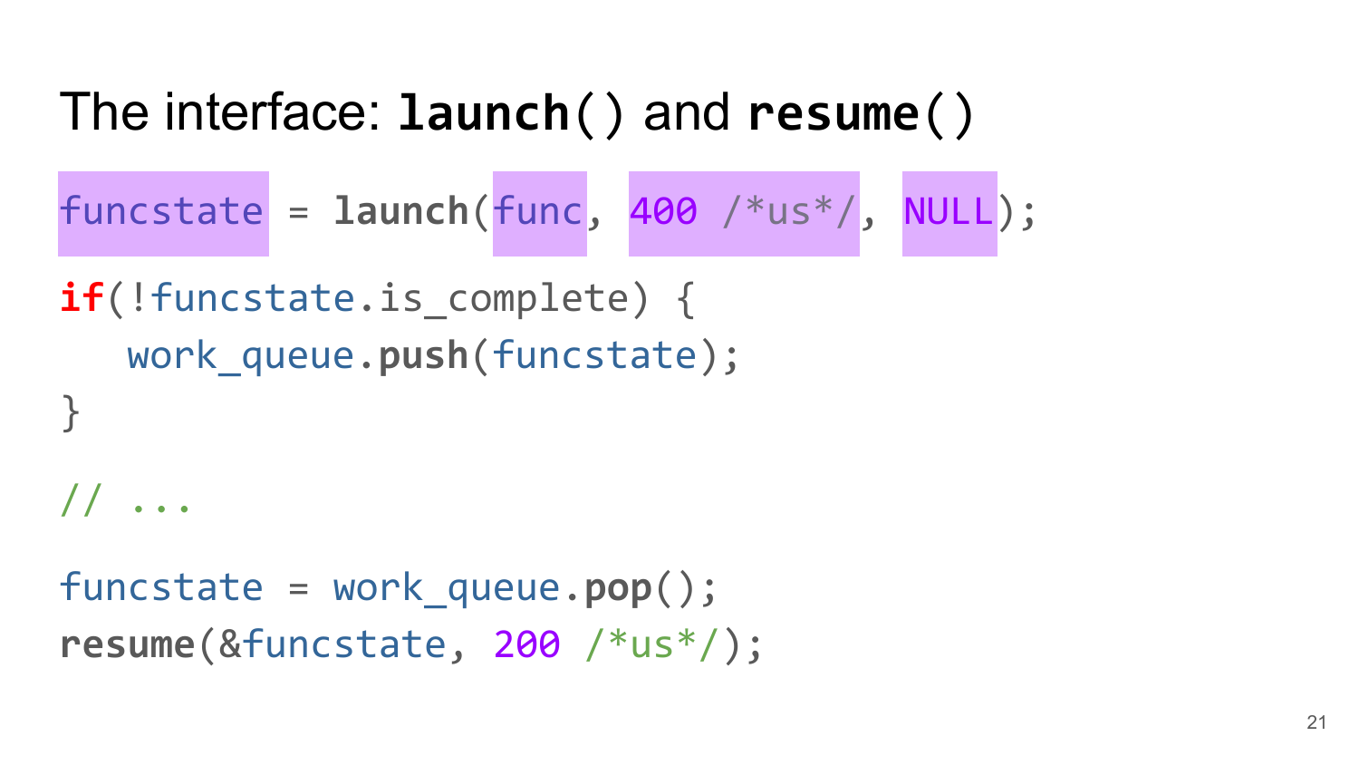# The interface: **launch()** and **resume()**

```
funcstate = launch(func, 400 /*us*/, NULL);
if(!funcstate.is_complete) {
   work_queue.push(funcstate);
}

// ...

funcstate = work_queue.pop();
resume(&funcstate, 200 /*us*/);
```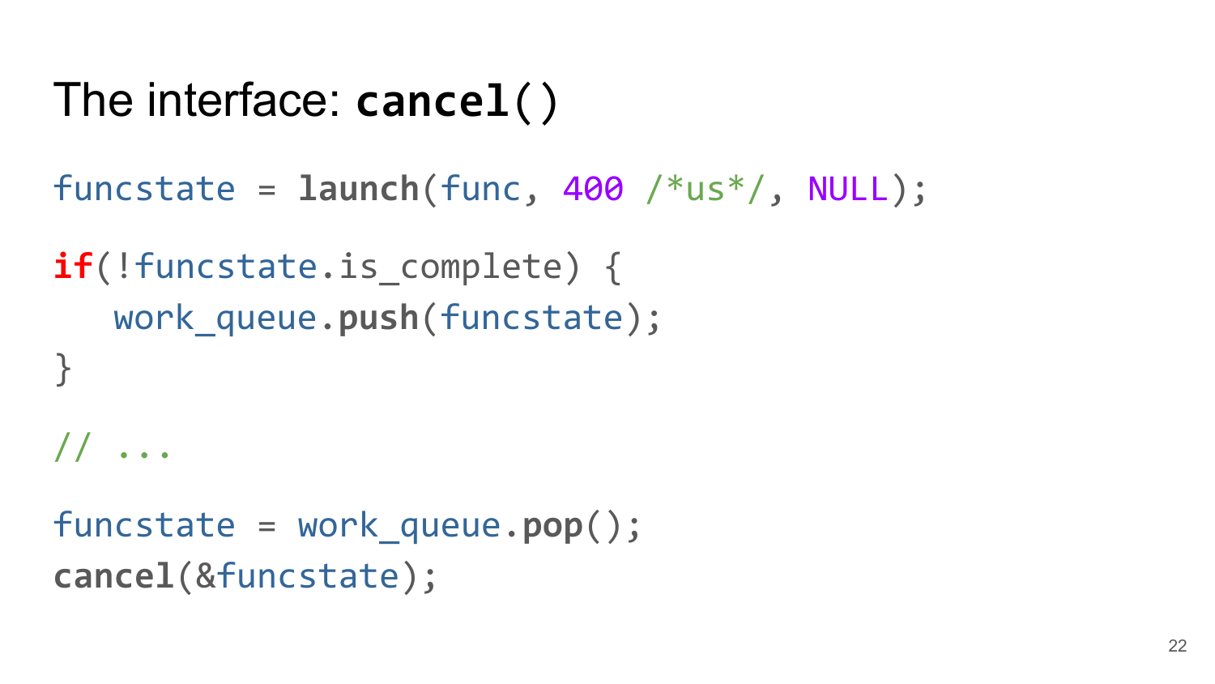# The interface: **cancel()**

```
funcstate = launch(func, 400 /*us*/, NULL);

if(!funcstate.is_complete) {
   work_queue.push(funcstate);
}

// ...

funcstate = work_queue.pop();
cancel(&funcstate);
```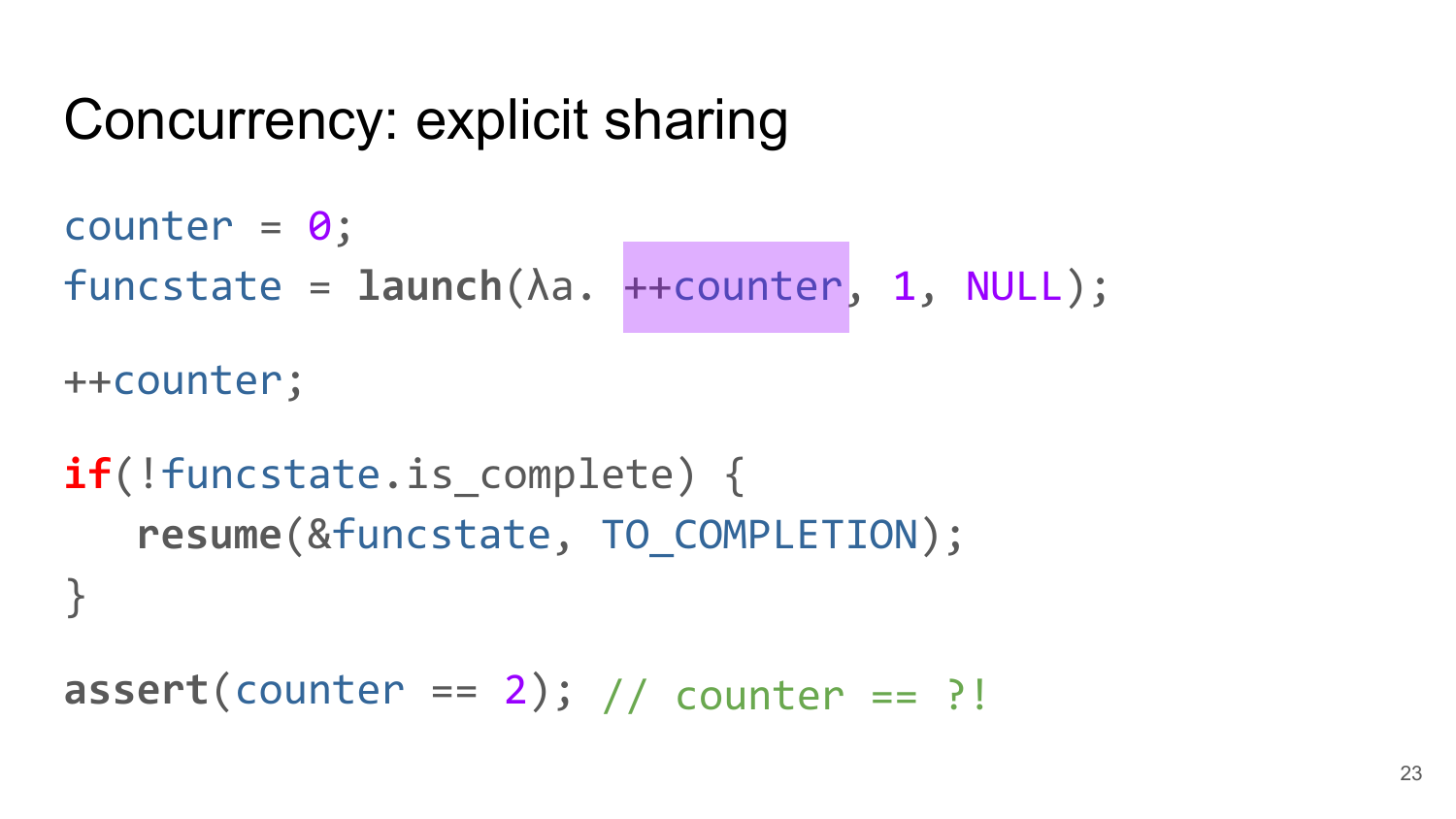# Concurrency: explicit sharing

```
counter = 0;
funcstate = launch(λa. ++counter, 1, NULL);

++counter;

if(!funcstate.is_complete) {
   resume(&funcstate, TO_COMPLETION);
}

assert(counter == 2); // counter == ?!
```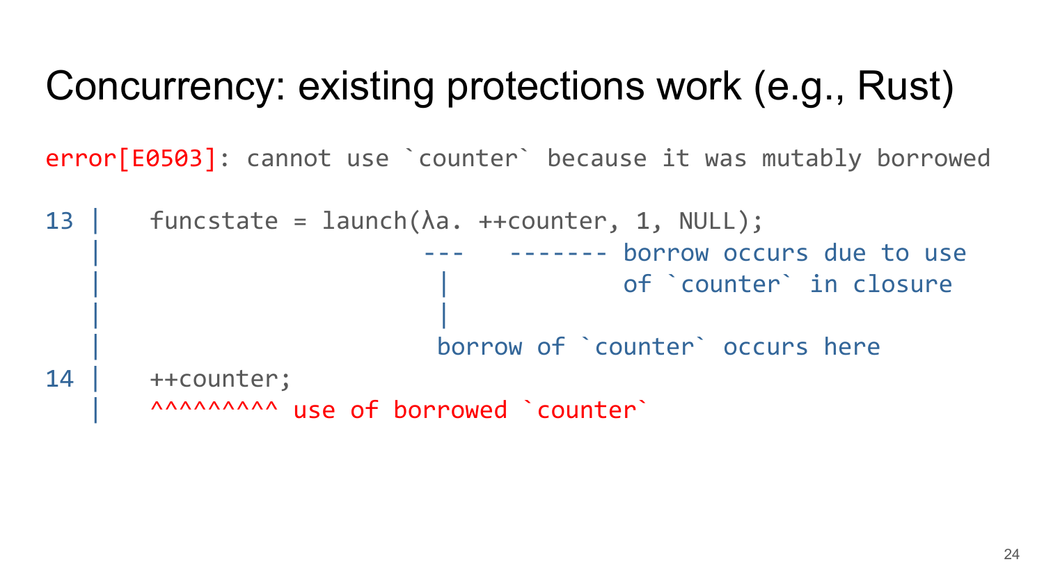# Concurrency: existing protections work (e.g., Rust)

```
error[E0503]: cannot use `counter` because it was mutably borrowed

13 |     funcstate = launch(λa. ++counter, 1, NULL);
   |                        ---   ------- borrow occurs due to use
   |                         |            of `counter` in closure
   |                         |
   |                         borrow of `counter` occurs here
14 |     ++counter;
   |     ^^^^^^^^^ use of borrowed `counter`
```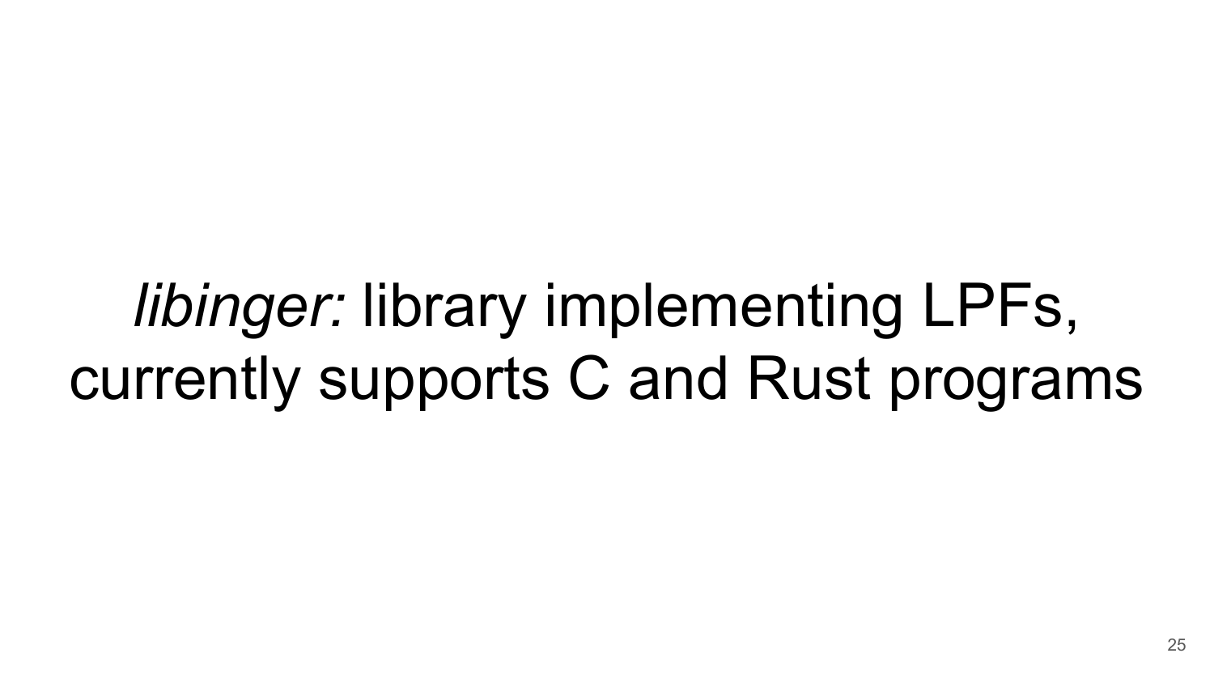*libinger:* library implementing LPFs, currently supports C and Rust programs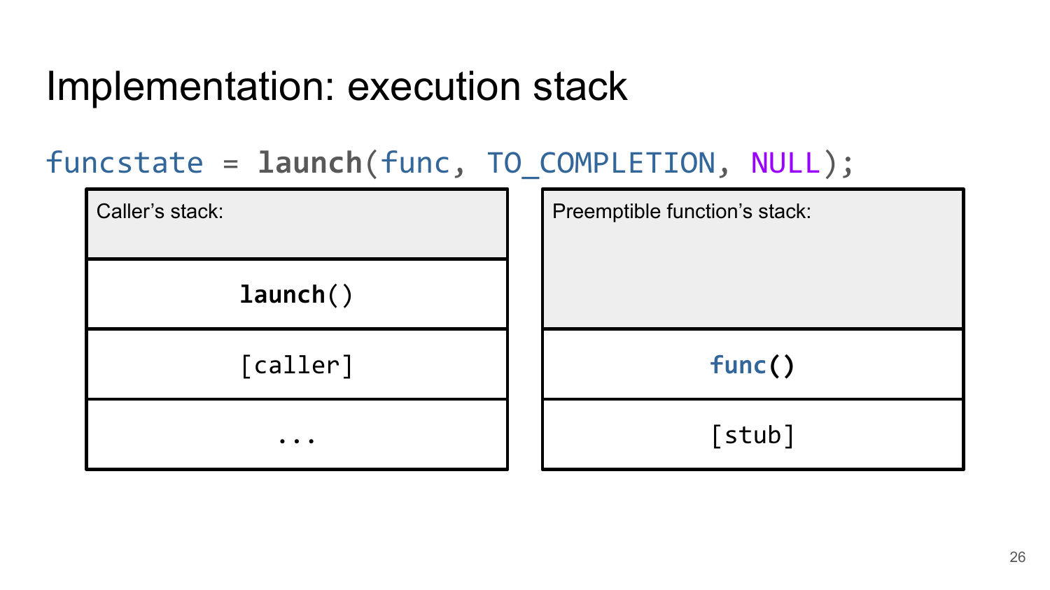# Implementation: execution stack

```
funcstate = launch(func, TO_COMPLETION, NULL);
```

| Caller's stack: |
| --- |
| `launch()` |
| `[caller]` |
| `...` |

| Preemptible function's stack: |
| --- |
| `func()` |
| `[stub]` |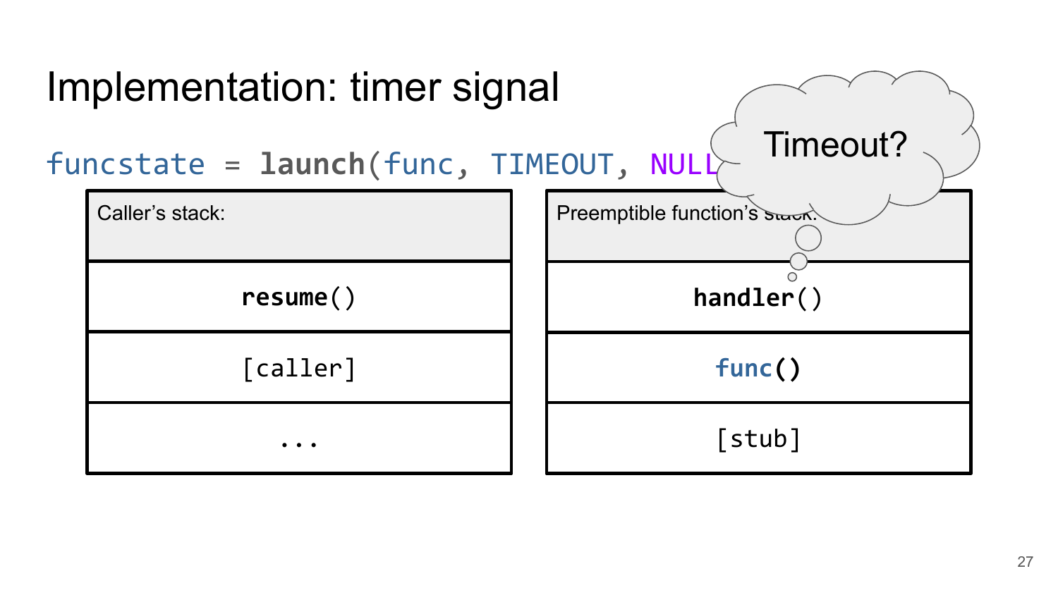# Implementation: timer signal

```
funcstate = launch(func, TIMEOUT, NULL
```

Timeout?

| Caller's stack: |
| --- |
| resume() |
| [caller] |
| ... |

| Preemptible function's stack: |
| --- |
| handler() |
| func() |
| [stub] |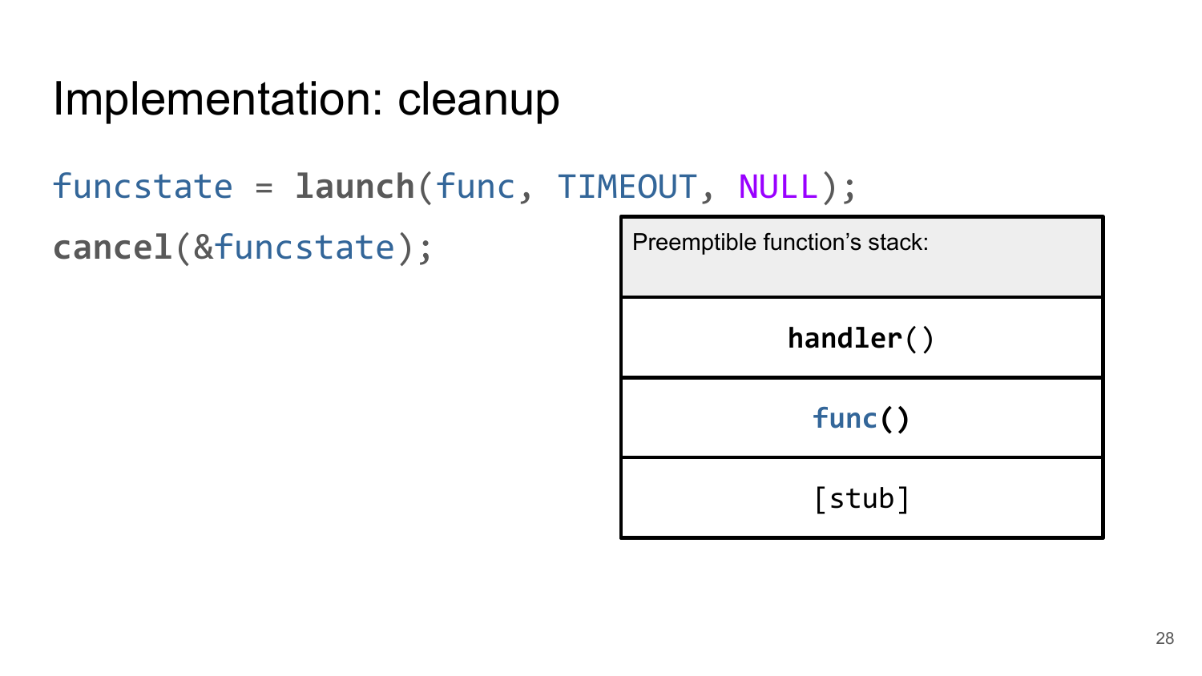# Implementation: cleanup

```
funcstate = launch(func, TIMEOUT, NULL);
cancel(&funcstate);
```

| Preemptible function's stack: |
| --- |
| `handler()` |
| `func()` |
| `[stub]` |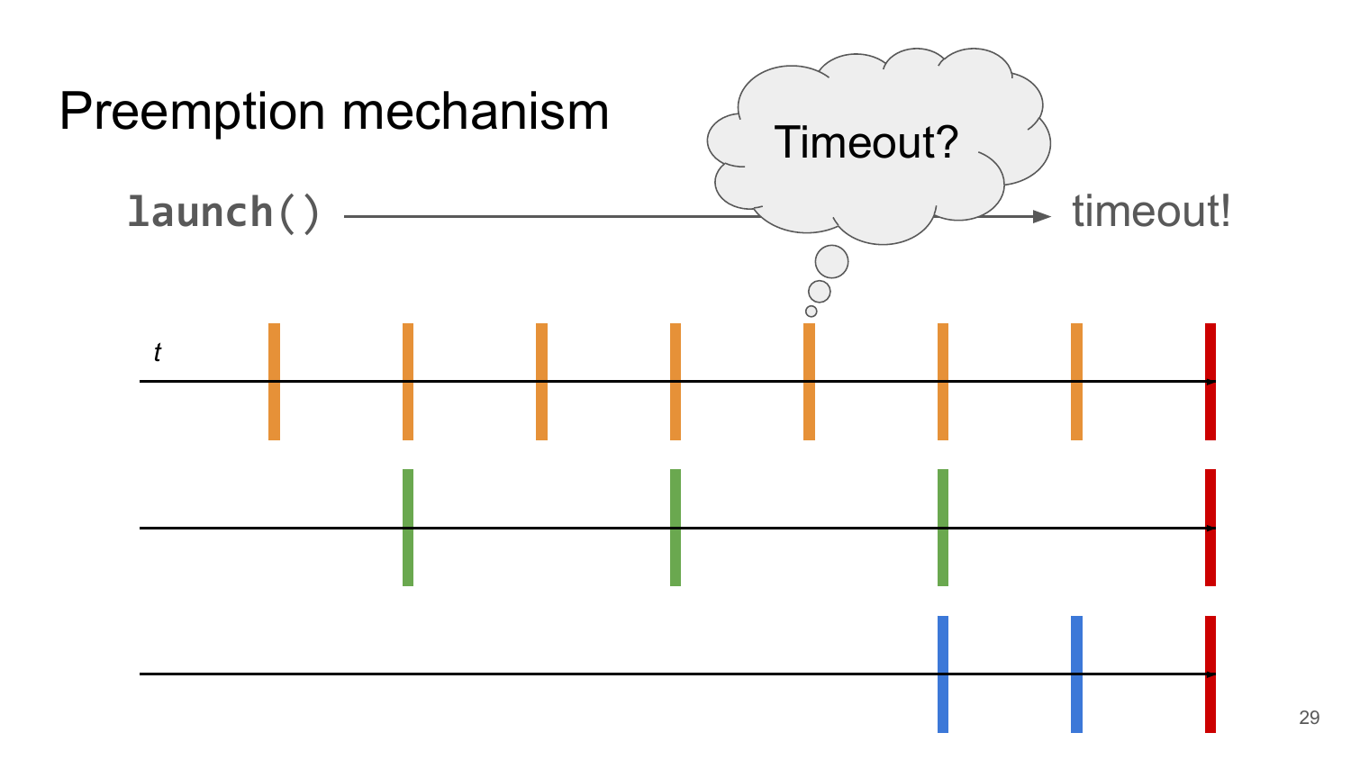# Preemption mechanism

`launch()` → timeout!

Timeout?

*t*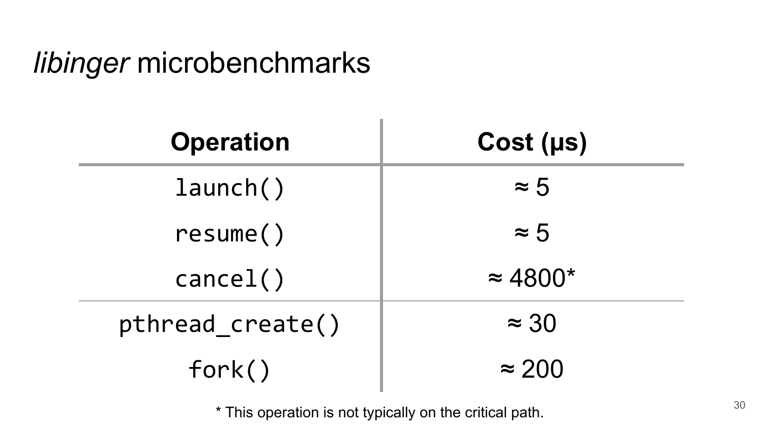# *libinger* microbenchmarks

| Operation | Cost (μs) |
|---|---|
| `launch()` | ≈ 5 |
| `resume()` | ≈ 5 |
| `cancel()` | ≈ 4800* |
| `pthread_create()` | ≈ 30 |
| `fork()` | ≈ 200 |

* This operation is not typically on the critical path.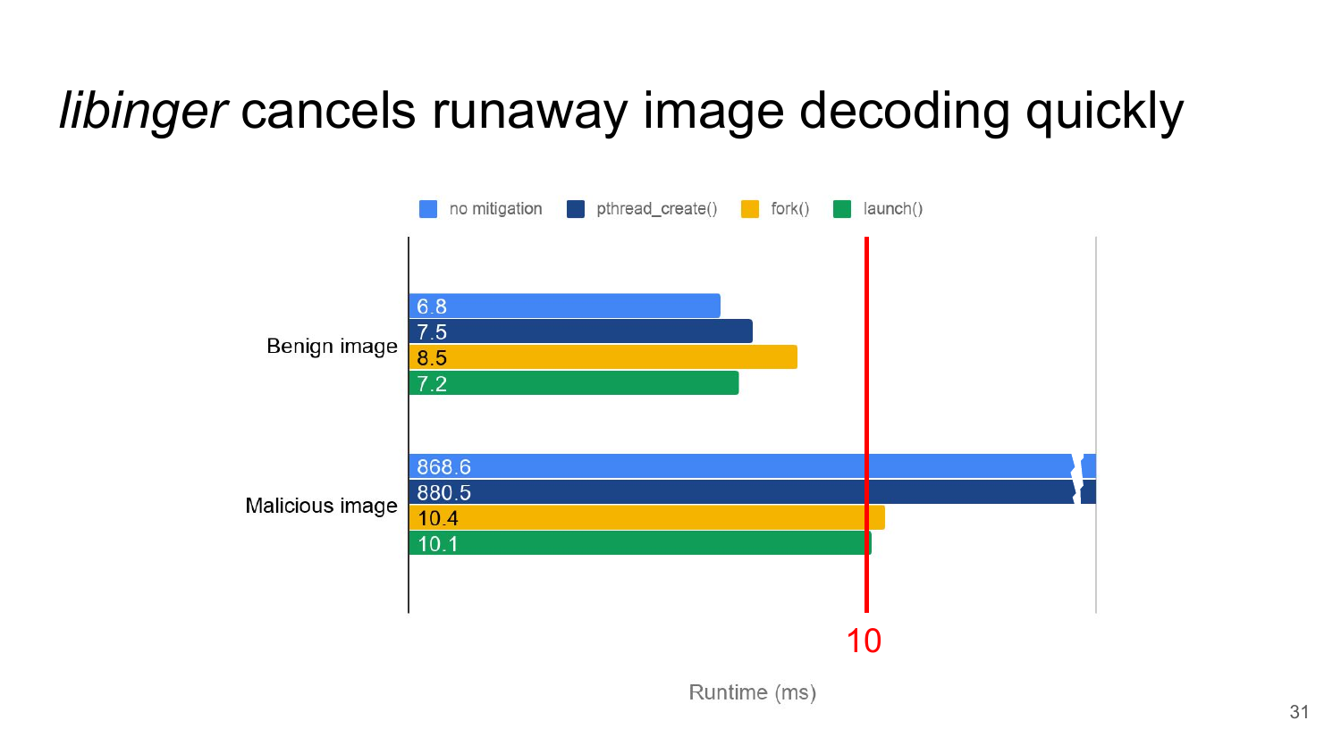# *libinger* cancels runaway image decoding quickly

| | no mitigation | pthread_create() | fork() | launch() |
|---|---|---|---|---|
| Benign image | 6.8 | 7.5 | 8.5 | 7.2 |
| Malicious image | 868.6 | 880.5 | 10.4 | 10.1 |

10

Runtime (ms)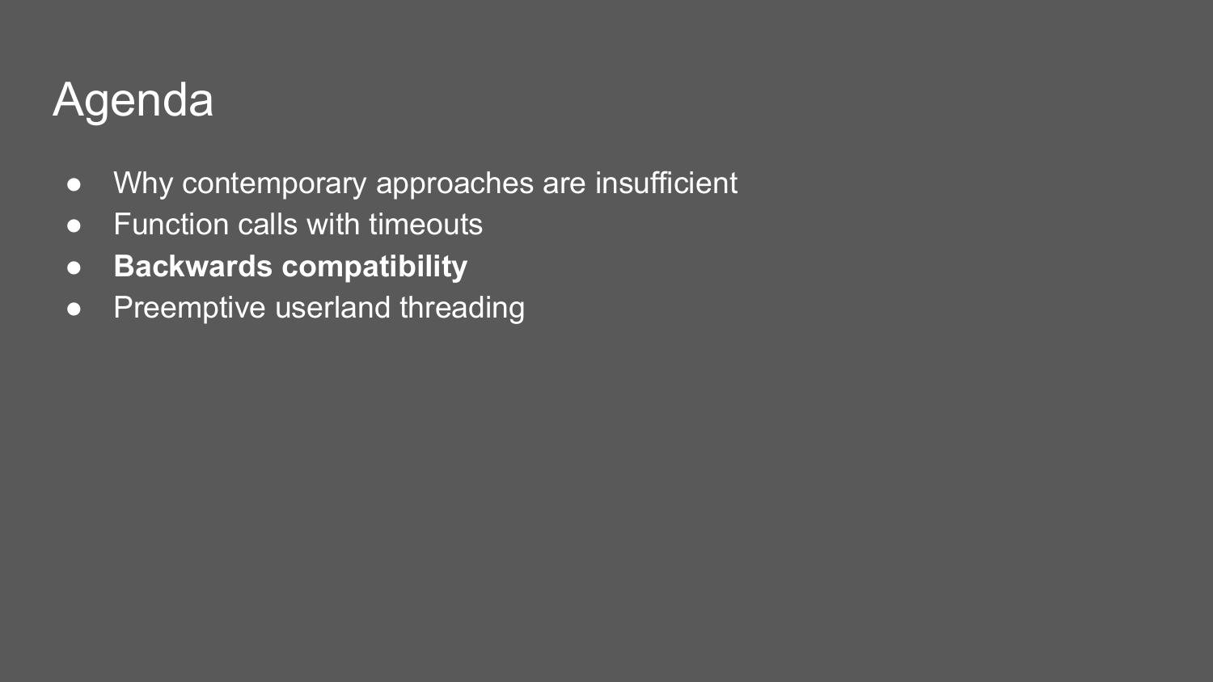# Agenda

- Why contemporary approaches are insufficient
- Function calls with timeouts
- **Backwards compatibility**
- Preemptive userland threading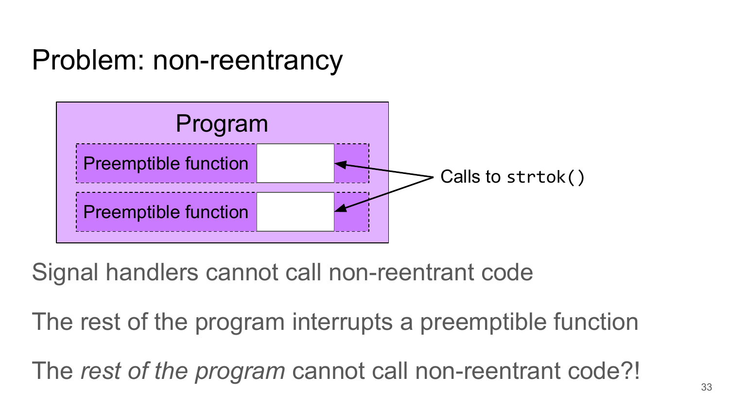# Problem: non-reentrancy

Program

Preemptible function

Preemptible function

Calls to `strtok()`

Signal handlers cannot call non-reentrant code

The rest of the program interrupts a preemptible function

The *rest of the program* cannot call non-reentrant code?!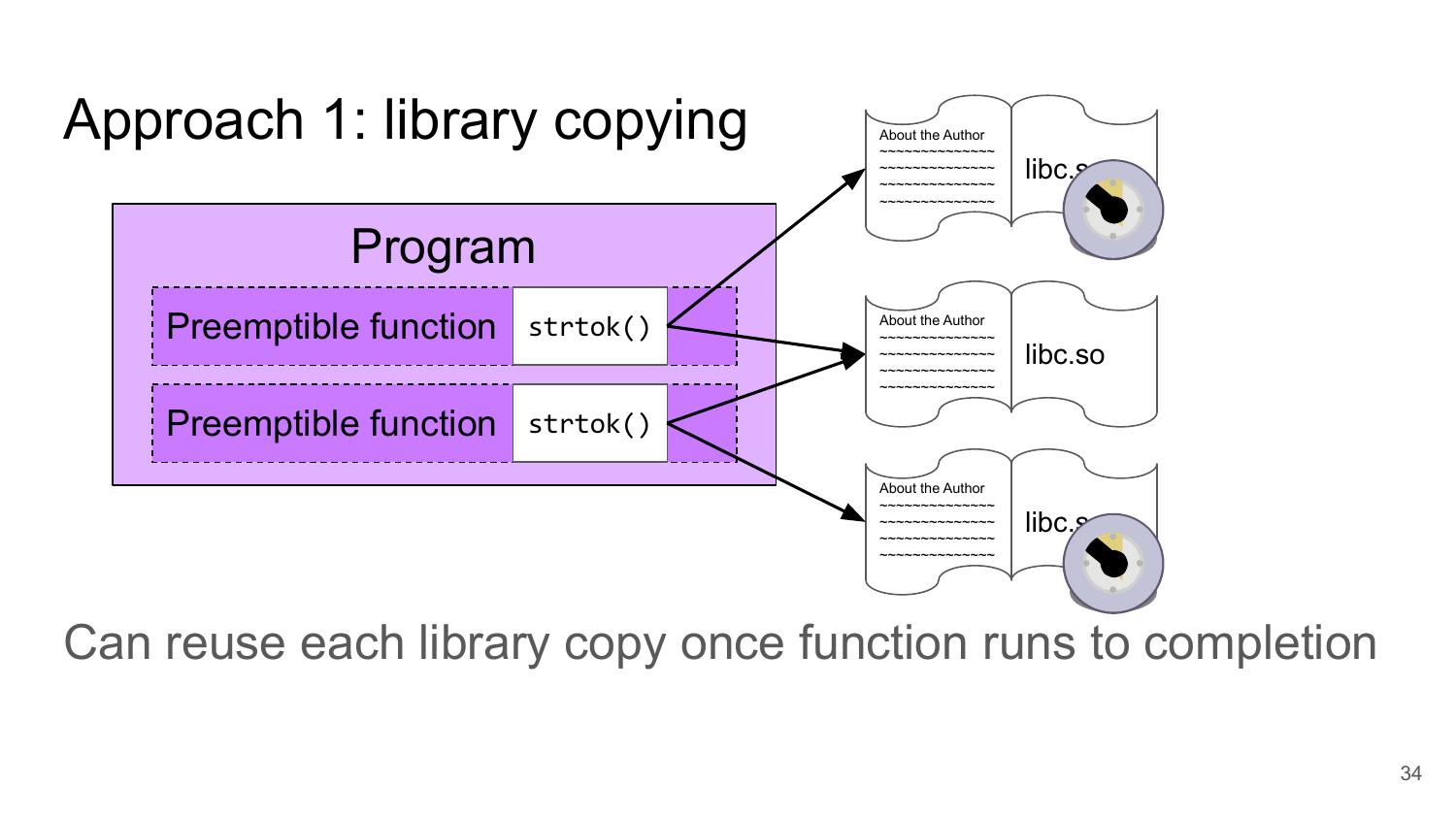# Approach 1: library copying

Program

Preemptible function `strtok()`

Preemptible function `strtok()`

About the Author

libc.so

About the Author

libc.so

About the Author

libc.so

Can reuse each library copy once function runs to completion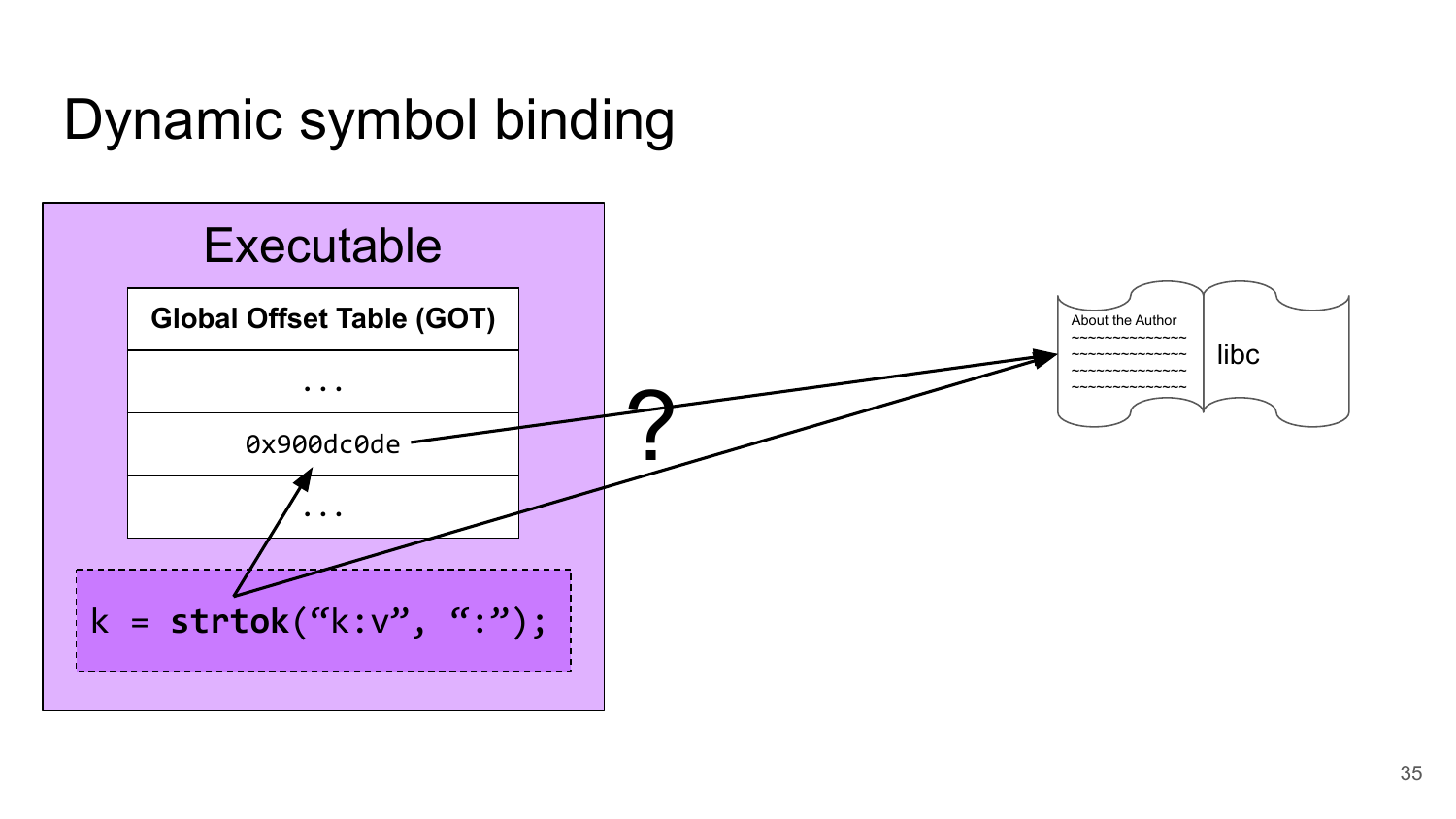# Dynamic symbol binding

Executable

| Global Offset Table (GOT) |
| --- |
| ... |
| 0x900dc0de |
| ... |

```
k = strtok("k:v", ":");
```

?

About the Author

libc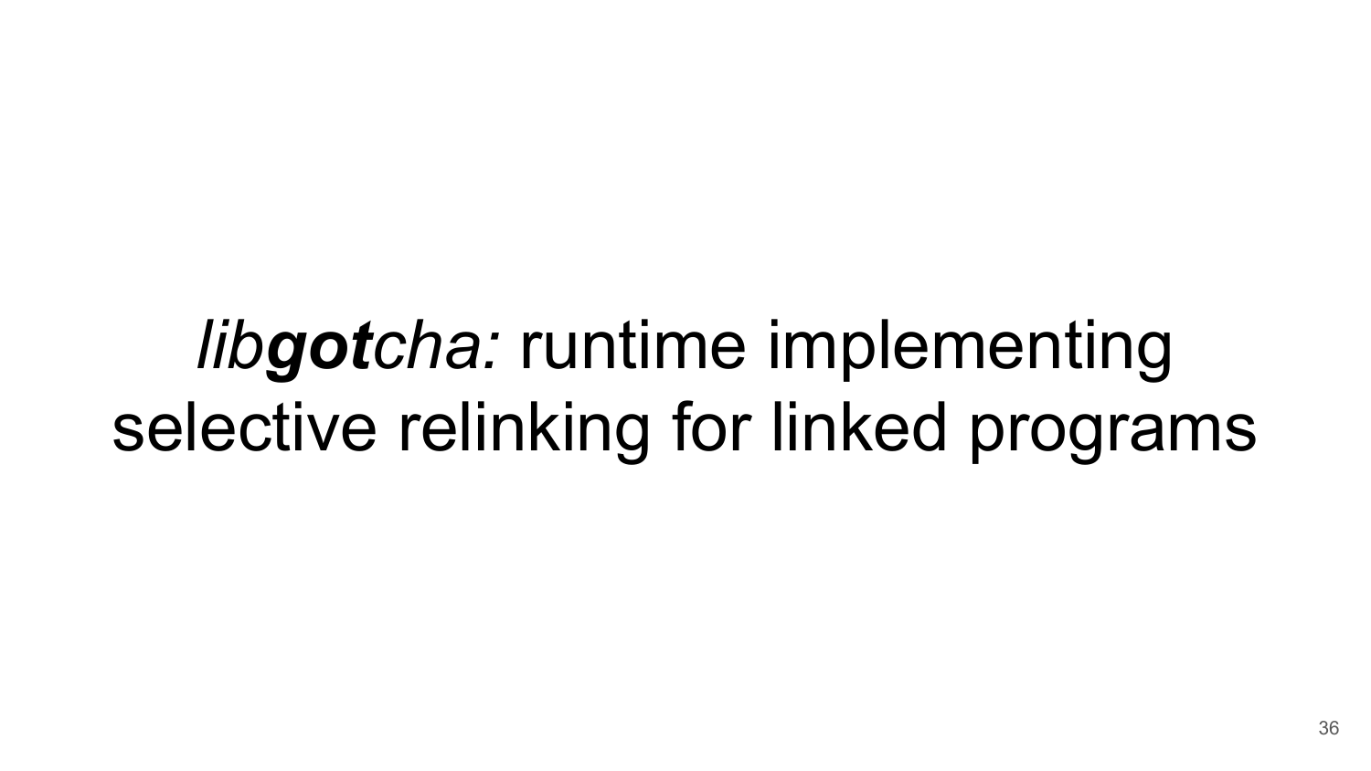*lib**got**cha:* runtime implementing selective relinking for linked programs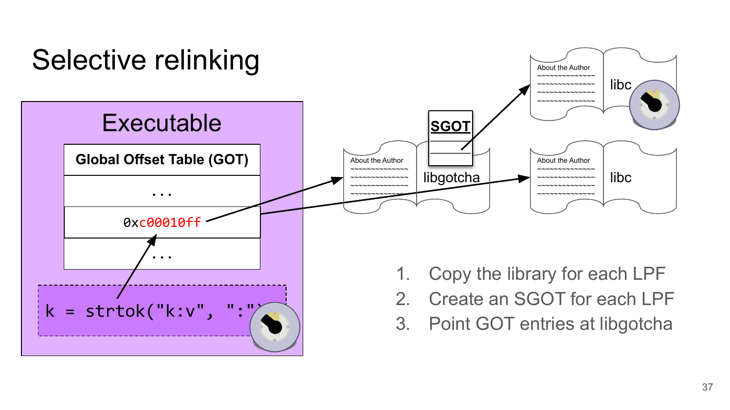# Selective relinking

Executable

Global Offset Table (GOT)

...

0xc00010ff

...

```
k = strtok("k:v", ":")
```

SGOT

libgotcha

libc

libc

1. Copy the library for each LPF
2. Create an SGOT for each LPF
3. Point GOT entries at libgotcha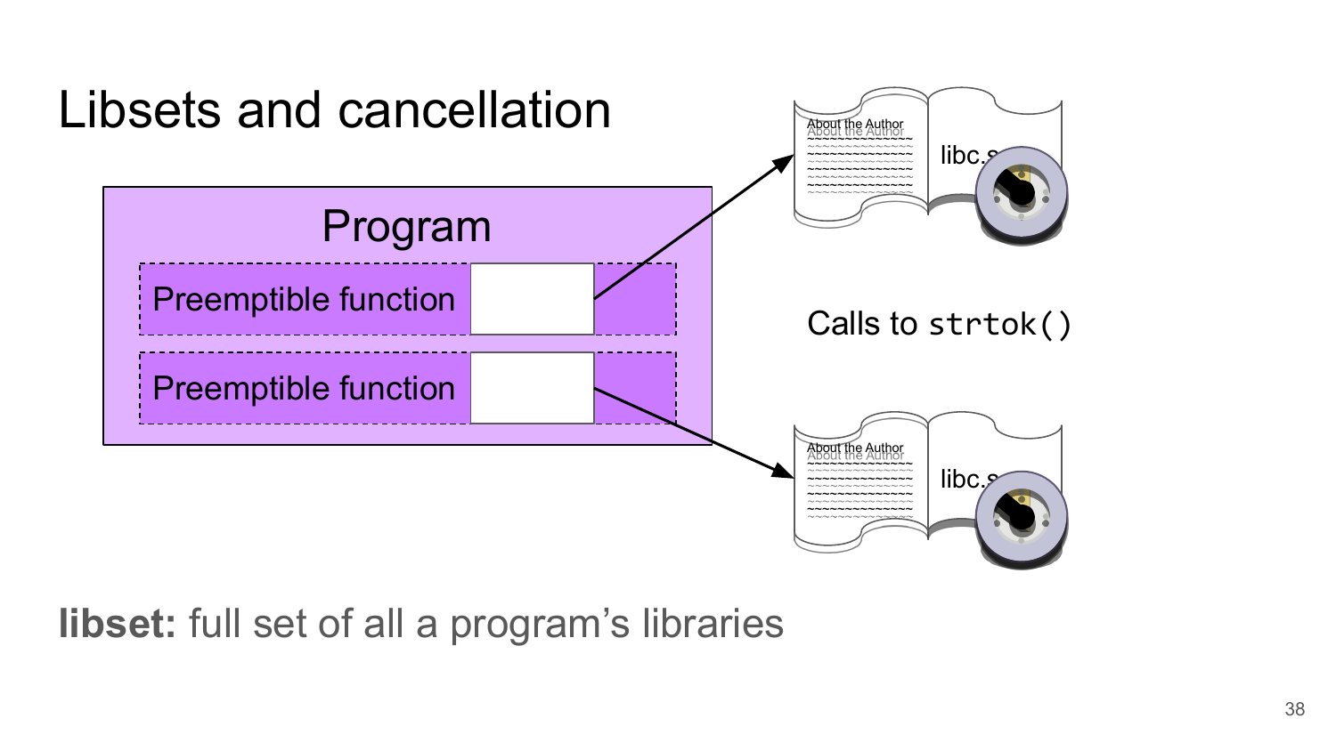# Libsets and cancellation

Program

Preemptible function

Preemptible function

libc.so

Calls to `strtok()`

libc.so

**libset:** full set of all a program's libraries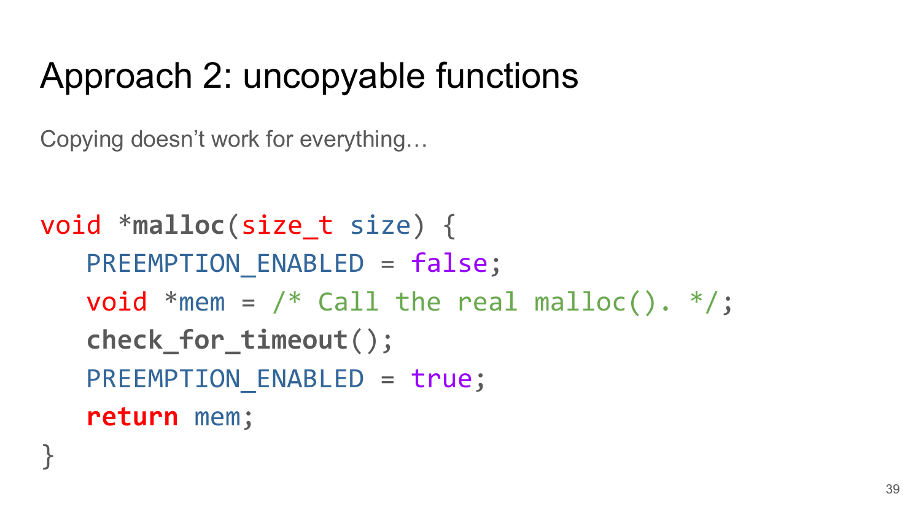# Approach 2: uncopyable functions

Copying doesn't work for everything…

```
void *malloc(size_t size) {
   PREEMPTION_ENABLED = false;
   void *mem = /* Call the real malloc(). */;
   check_for_timeout();
   PREEMPTION_ENABLED = true;
   return mem;
}
```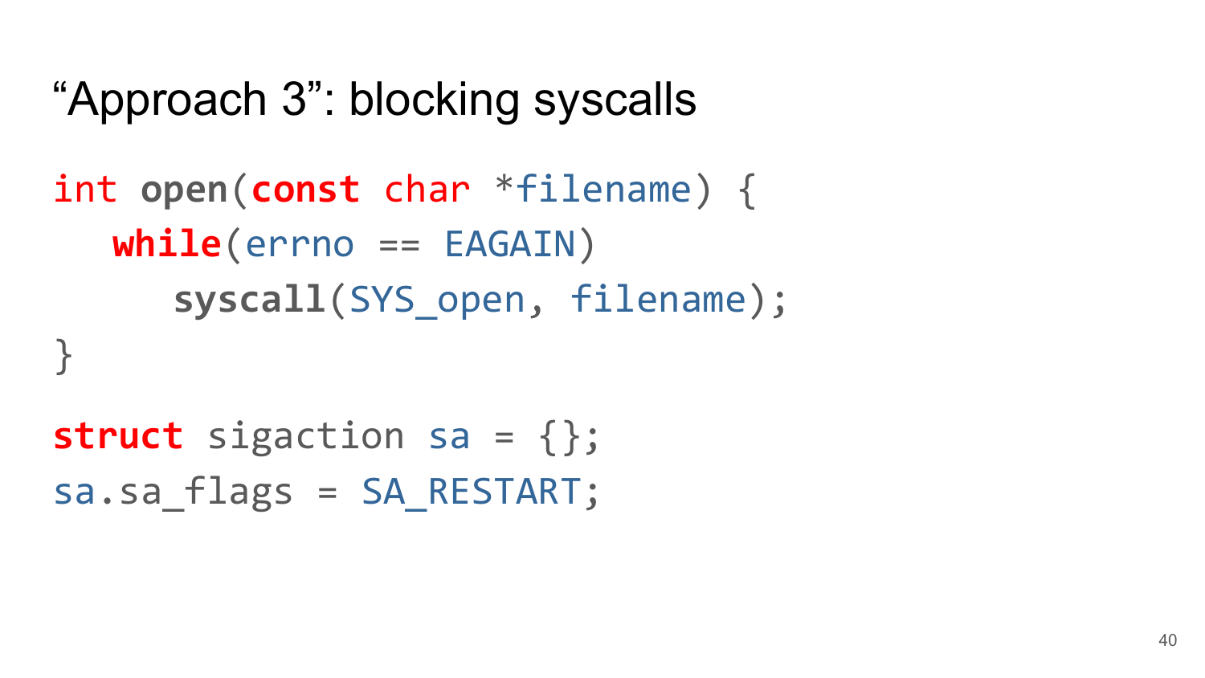# “Approach 3”: blocking syscalls

```
int open(const char *filename) {
   while(errno == EAGAIN)
      syscall(SYS_open, filename);
}
```

```
struct sigaction sa = {};
sa.sa_flags = SA_RESTART;
```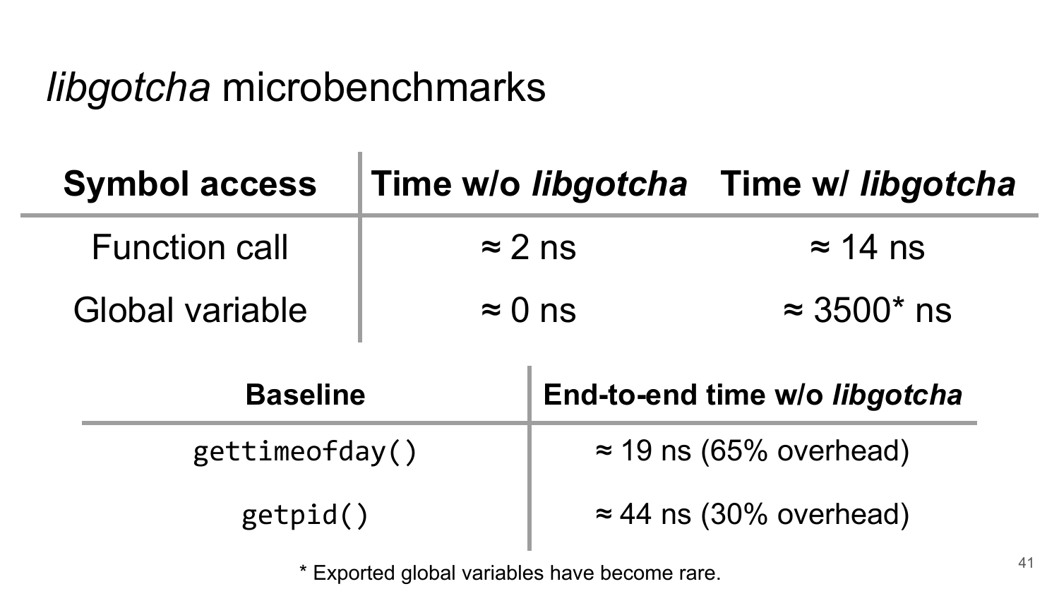# *libgotcha* microbenchmarks

| **Symbol access** | **Time w/o *libgotcha*** | **Time w/ *libgotcha*** |
|---|---|---|
| Function call | ≈ 2 ns | ≈ 14 ns |
| Global variable | ≈ 0 ns | ≈ 3500* ns |

| **Baseline** | **End-to-end time w/o *libgotcha*** |
|---|---|
| `gettimeofday()` | ≈ 19 ns (65% overhead) |
| `getpid()` | ≈ 44 ns (30% overhead) |

\* Exported global variables have become rare.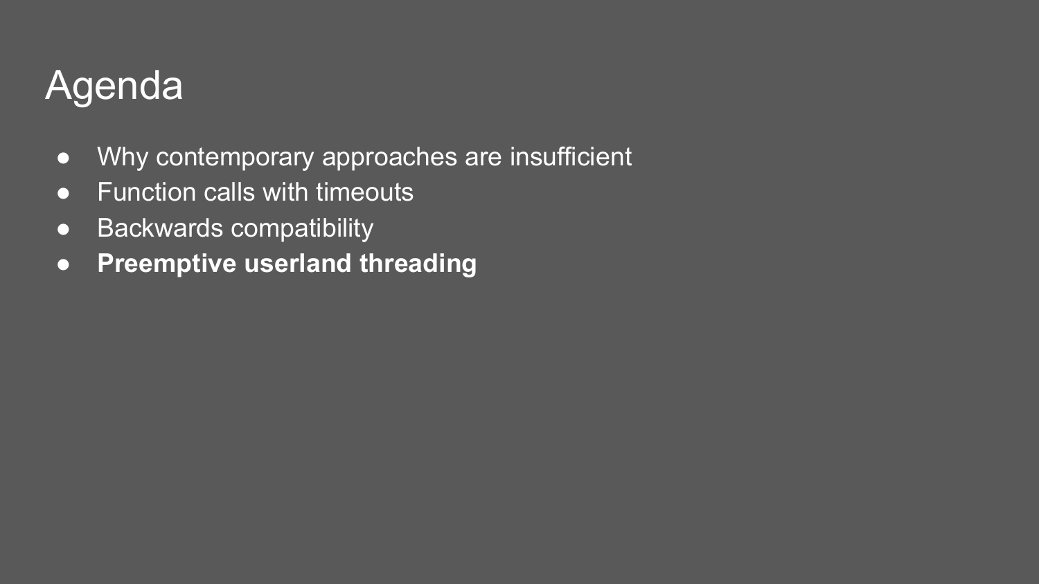# Agenda

- Why contemporary approaches are insufficient
- Function calls with timeouts
- Backwards compatibility
- **Preemptive userland threading**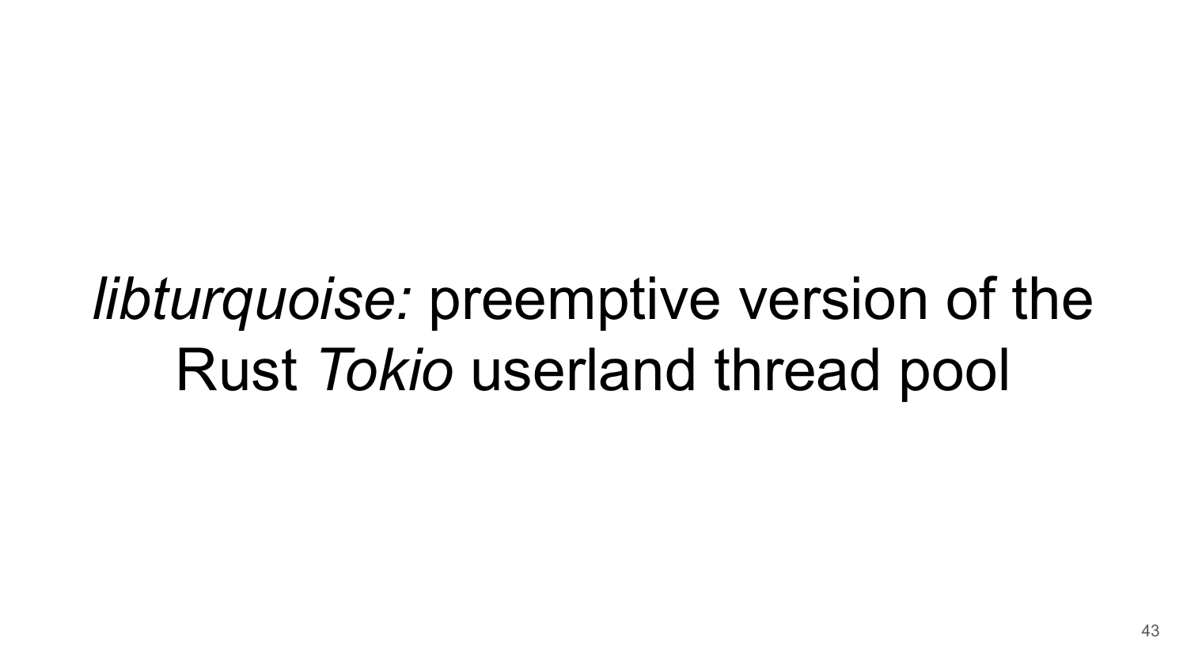*libturquoise:* preemptive version of the Rust *Tokio* userland thread pool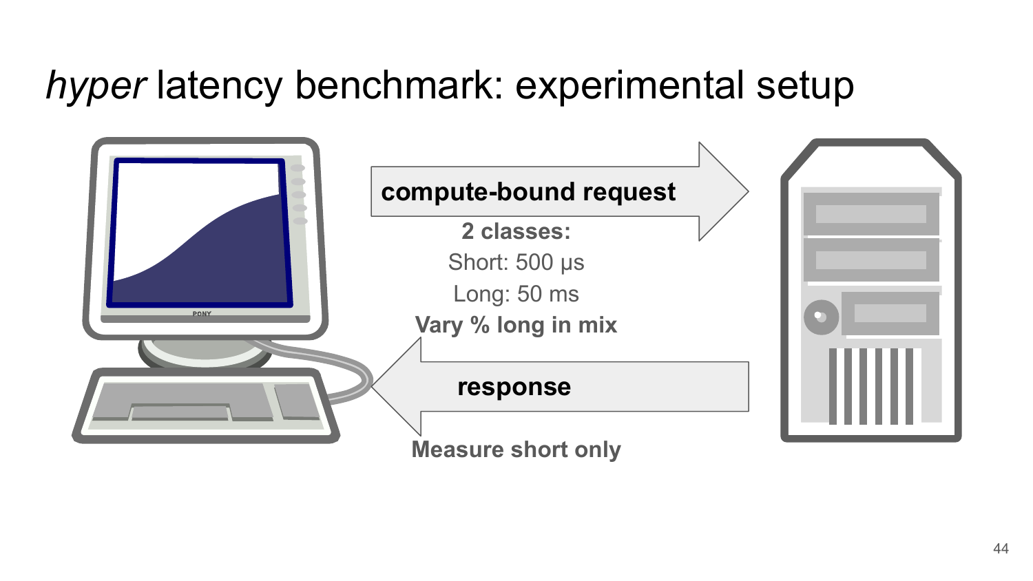# *hyper* latency benchmark: experimental setup

**compute-bound request**

**2 classes:**

Short: 500 μs

Long: 50 ms

**Vary % long in mix**

**response**

**Measure short only**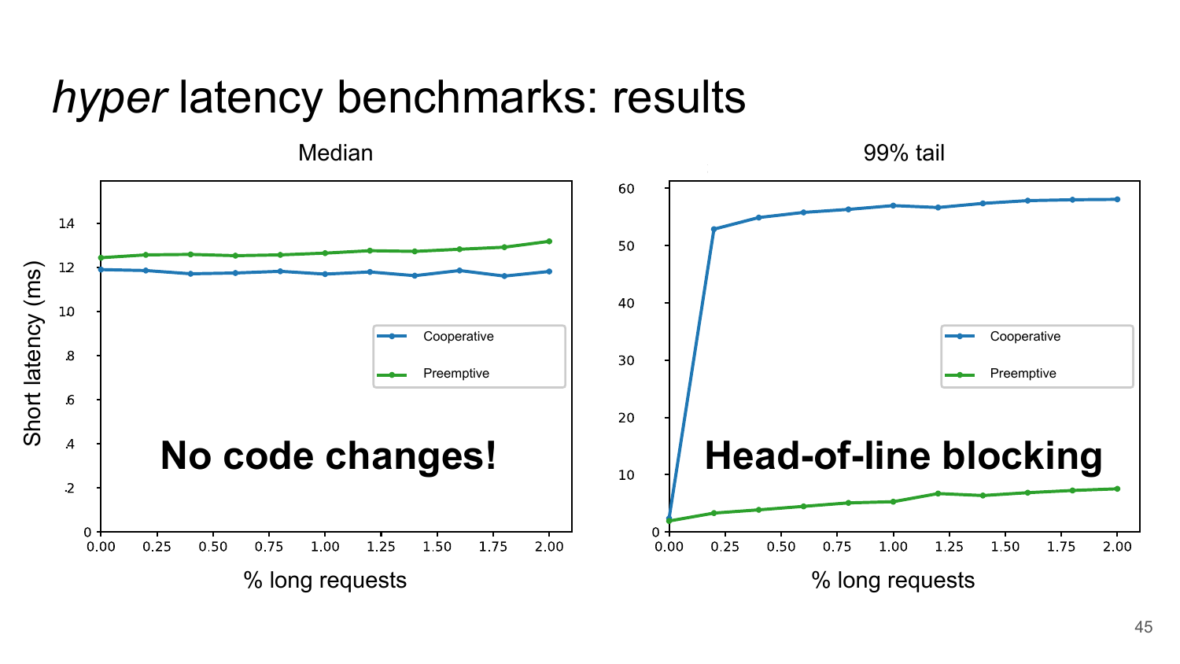# *hyper* latency benchmarks: results

Median

Short latency (ms)

% long requests

Cooperative

Preemptive

**No code changes!**

99% tail

% long requests

Cooperative

Preemptive

**Head-of-line blocking**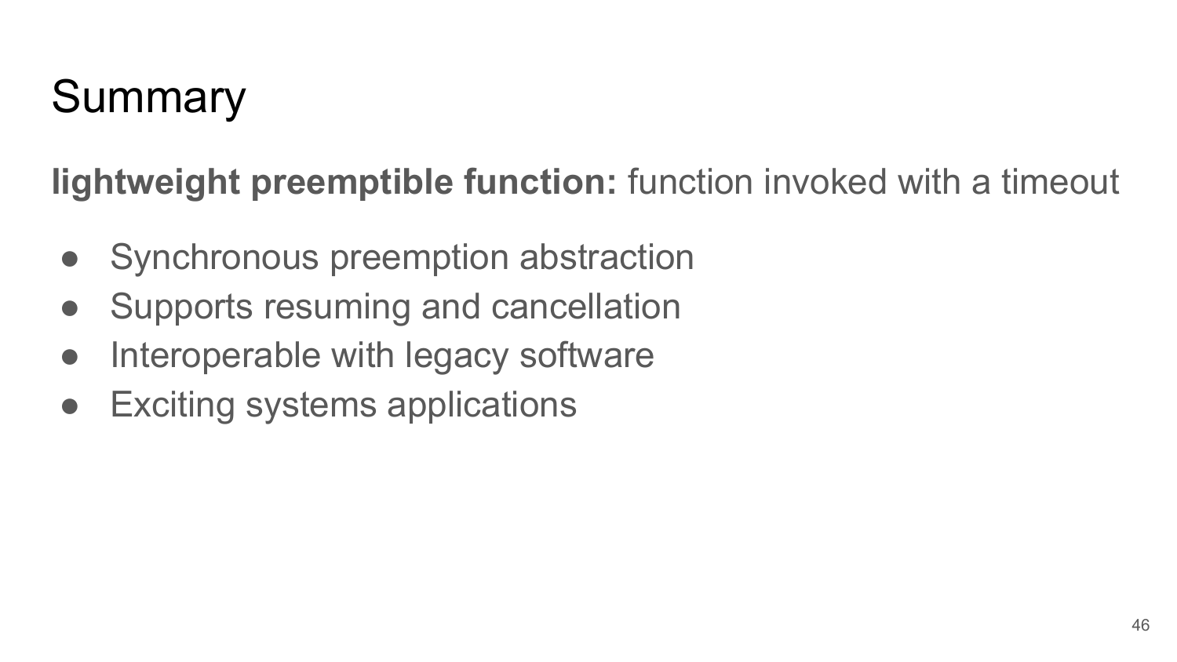# Summary

**lightweight preemptible function:** function invoked with a timeout

- Synchronous preemption abstraction
- Supports resuming and cancellation
- Interoperable with legacy software
- Exciting systems applications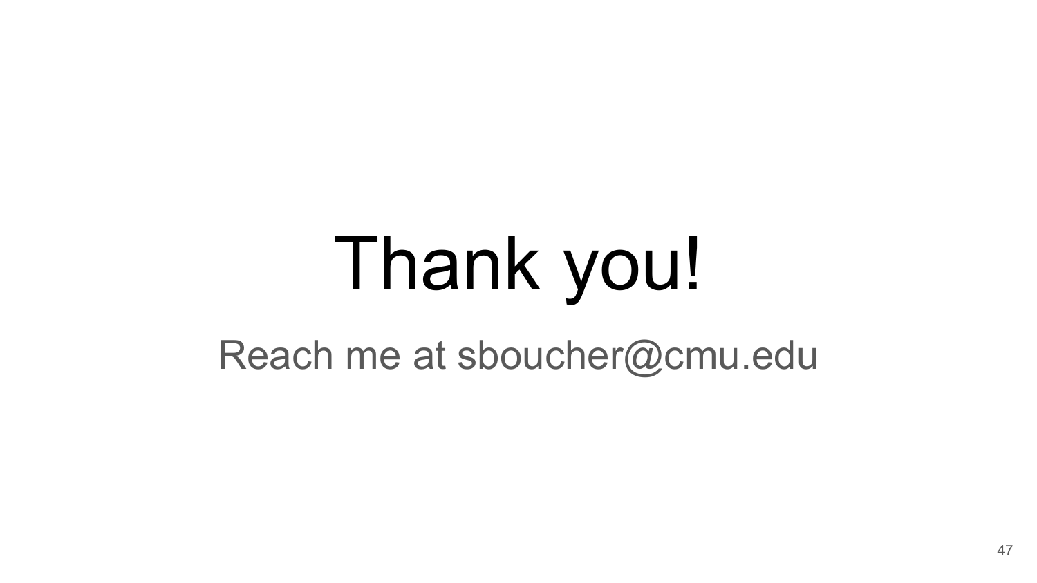# Thank you!

Reach me at sboucher@cmu.edu